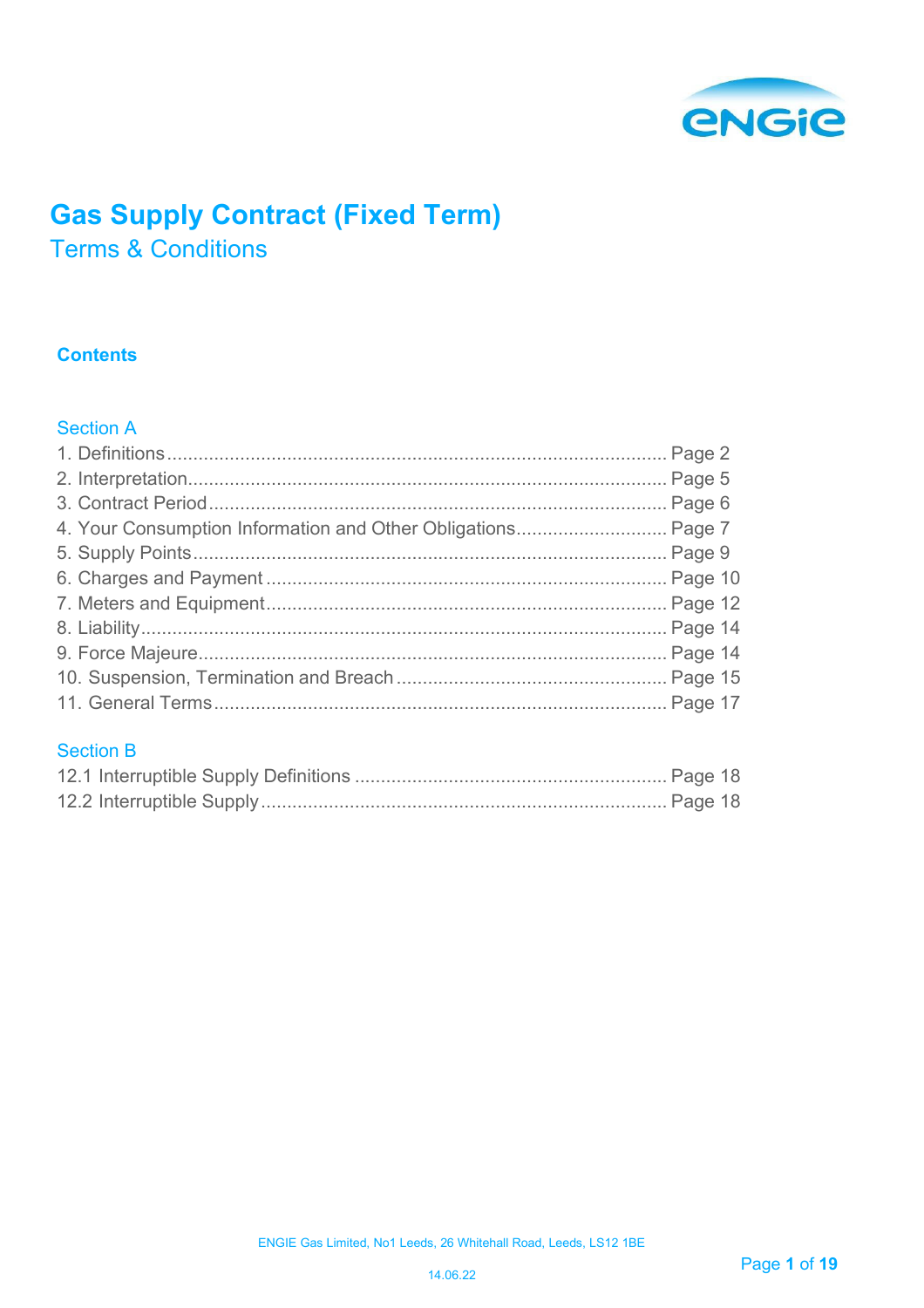# Gas Supply Contract (Fixed Term)

## Terms & Conditions

### Contents

**Section A**

| | |
|---|---|
| 1. Definitions | Page 2 |
| 2. Interpretation | Page 5 |
| 3. Contract Period | Page 6 |
| 4. Your Consumption Information and Other Obligations | Page 7 |
| 5. Supply Points | Page 9 |
| 6. Charges and Payment | Page 10 |
| 7. Meters and Equipment | Page 12 |
| 8. Liability | Page 14 |
| 9. Force Majeure | Page 14 |
| 10. Suspension, Termination and Breach | Page 15 |
| 11. General Terms | Page 17 |

**Section B**

| | |
|---|---|
| 12.1 Interruptible Supply Definitions | Page 18 |
| 12.2 Interruptible Supply | Page 18 |

ENGIE Gas Limited, No1 Leeds, 26 Whitehall Road, Leeds, LS12 1BE

14.06.22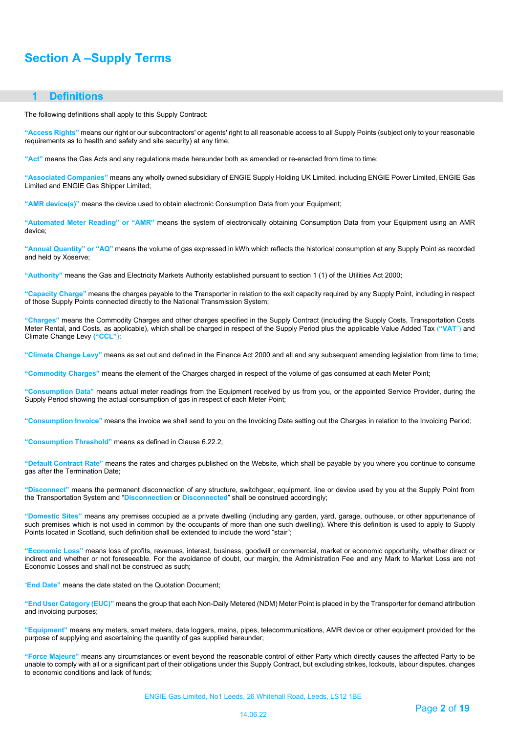# Section A –Supply Terms

## 1 Definitions

The following definitions shall apply to this Supply Contract:

**"Access Rights"** means our right or our subcontractors' or agents' right to all reasonable access to all Supply Points (subject only to your reasonable requirements as to health and safety and site security) at any time;

**"Act"** means the Gas Acts and any regulations made hereunder both as amended or re-enacted from time to time;

**"Associated Companies"** means any wholly owned subsidiary of ENGIE Supply Holding UK Limited, including ENGIE Power Limited, ENGIE Gas Limited and ENGIE Gas Shipper Limited;

**"AMR device(s)"** means the device used to obtain electronic Consumption Data from your Equipment;

**"Automated Meter Reading" or "AMR"** means the system of electronically obtaining Consumption Data from your Equipment using an AMR device;

**"Annual Quantity" or "AQ"** means the volume of gas expressed in kWh which reflects the historical consumption at any Supply Point as recorded and held by Xoserve;

**"Authority"** means the Gas and Electricity Markets Authority established pursuant to section 1 (1) of the Utilities Act 2000;

**"Capacity Charge"** means the charges payable to the Transporter in relation to the exit capacity required by any Supply Point, including in respect of those Supply Points connected directly to the National Transmission System;

**"Charges"** means the Commodity Charges and other charges specified in the Supply Contract (including the Supply Costs, Transportation Costs Meter Rental, and Costs, as applicable), which shall be charged in respect of the Supply Period plus the applicable Value Added Tax (**"VAT"**) and Climate Change Levy (**"CCL"**);

**"Climate Change Levy"** means as set out and defined in the Finance Act 2000 and all and any subsequent amending legislation from time to time;

**"Commodity Charges"** means the element of the Charges charged in respect of the volume of gas consumed at each Meter Point;

**"Consumption Data"** means actual meter readings from the Equipment received by us from you, or the appointed Service Provider, during the Supply Period showing the actual consumption of gas in respect of each Meter Point;

**"Consumption Invoice"** means the invoice we shall send to you on the Invoicing Date setting out the Charges in relation to the Invoicing Period;

**"Consumption Threshold"** means as defined in Clause 6.22.2;

**"Default Contract Rate"** means the rates and charges published on the Website, which shall be payable by you where you continue to consume gas after the Termination Date;

**"Disconnect"** means the permanent disconnection of any structure, switchgear, equipment, line or device used by you at the Supply Point from the Transportation System and "**Disconnection** or **Disconnected**" shall be construed accordingly;

**"Domestic Sites"** means any premises occupied as a private dwelling (including any garden, yard, garage, outhouse, or other appurtenance of such premises which is not used in common by the occupants of more than one such dwelling). Where this definition is used to apply to Supply Points located in Scotland, such definition shall be extended to include the word "stair";

**"Economic Loss"** means loss of profits, revenues, interest, business, goodwill or commercial, market or economic opportunity, whether direct or indirect and whether or not foreseeable. For the avoidance of doubt, our margin, the Administration Fee and any Mark to Market Loss are not Economic Losses and shall not be construed as such;

**"End Date"** means the date stated on the Quotation Document;

**"End User Category (EUC)"** means the group that each Non-Daily Metered (NDM) Meter Point is placed in by the Transporter for demand attribution and invoicing purposes;

**"Equipment"** means any meters, smart meters, data loggers, mains, pipes, telecommunications, AMR device or other equipment provided for the purpose of supplying and ascertaining the quantity of gas supplied hereunder;

**"Force Majeure"** means any circumstances or event beyond the reasonable control of either Party which directly causes the affected Party to be unable to comply with all or a significant part of their obligations under this Supply Contract, but excluding strikes, lockouts, labour disputes, changes to economic conditions and lack of funds;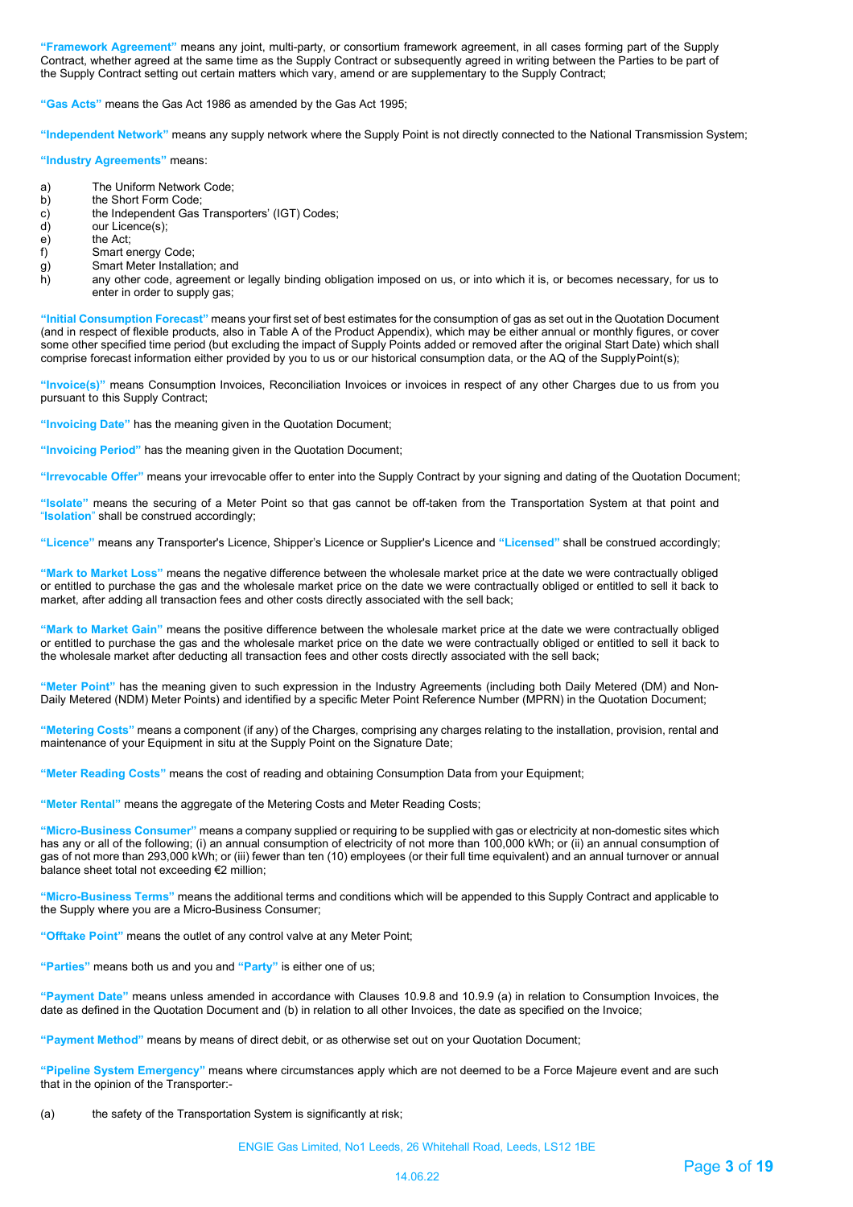**"Framework Agreement"** means any joint, multi-party, or consortium framework agreement, in all cases forming part of the Supply Contract, whether agreed at the same time as the Supply Contract or subsequently agreed in writing between the Parties to be part of the Supply Contract setting out certain matters which vary, amend or are supplementary to the Supply Contract;

**"Gas Acts"** means the Gas Act 1986 as amended by the Gas Act 1995;

**"Independent Network"** means any supply network where the Supply Point is not directly connected to the National Transmission System;

**"Industry Agreements"** means:

a) The Uniform Network Code;
b) the Short Form Code;
c) the Independent Gas Transporters' (IGT) Codes;
d) our Licence(s);
e) the Act;
f) Smart energy Code;
g) Smart Meter Installation; and
h) any other code, agreement or legally binding obligation imposed on us, or into which it is, or becomes necessary, for us to enter in order to supply gas;

**"Initial Consumption Forecast"** means your first set of best estimates for the consumption of gas as set out in the Quotation Document (and in respect of flexible products, also in Table A of the Product Appendix), which may be either annual or monthly figures, or cover some other specified time period (but excluding the impact of Supply Points added or removed after the original Start Date) which shall comprise forecast information either provided by you to us or our historical consumption data, or the AQ of the SupplyPoint(s);

**"Invoice(s)"** means Consumption Invoices, Reconciliation Invoices or invoices in respect of any other Charges due to us from you pursuant to this Supply Contract;

**"Invoicing Date"** has the meaning given in the Quotation Document;

**"Invoicing Period"** has the meaning given in the Quotation Document;

**"Irrevocable Offer"** means your irrevocable offer to enter into the Supply Contract by your signing and dating of the Quotation Document;

**"Isolate"** means the securing of a Meter Point so that gas cannot be off-taken from the Transportation System at that point and "**Isolation**" shall be construed accordingly;

**"Licence"** means any Transporter's Licence, Shipper's Licence or Supplier's Licence and **"Licensed"** shall be construed accordingly;

**"Mark to Market Loss"** means the negative difference between the wholesale market price at the date we were contractually obliged or entitled to purchase the gas and the wholesale market price on the date we were contractually obliged or entitled to sell it back to market, after adding all transaction fees and other costs directly associated with the sell back;

**"Mark to Market Gain"** means the positive difference between the wholesale market price at the date we were contractually obliged or entitled to purchase the gas and the wholesale market price on the date we were contractually obliged or entitled to sell it back to the wholesale market after deducting all transaction fees and other costs directly associated with the sell back;

**"Meter Point"** has the meaning given to such expression in the Industry Agreements (including both Daily Metered (DM) and Non-Daily Metered (NDM) Meter Points) and identified by a specific Meter Point Reference Number (MPRN) in the Quotation Document;

**"Metering Costs"** means a component (if any) of the Charges, comprising any charges relating to the installation, provision, rental and maintenance of your Equipment in situ at the Supply Point on the Signature Date;

**"Meter Reading Costs"** means the cost of reading and obtaining Consumption Data from your Equipment;

**"Meter Rental"** means the aggregate of the Metering Costs and Meter Reading Costs;

**"Micro-Business Consumer"** means a company supplied or requiring to be supplied with gas or electricity at non-domestic sites which has any or all of the following; (i) an annual consumption of electricity of not more than 100,000 kWh; or (ii) an annual consumption of gas of not more than 293,000 kWh; or (iii) fewer than ten (10) employees (or their full time equivalent) and an annual turnover or annual balance sheet total not exceeding €2 million;

**"Micro-Business Terms"** means the additional terms and conditions which will be appended to this Supply Contract and applicable to the Supply where you are a Micro-Business Consumer;

**"Offtake Point"** means the outlet of any control valve at any Meter Point;

**"Parties"** means both us and you and **"Party"** is either one of us;

**"Payment Date"** means unless amended in accordance with Clauses 10.9.8 and 10.9.9 (a) in relation to Consumption Invoices, the date as defined in the Quotation Document and (b) in relation to all other Invoices, the date as specified on the Invoice;

**"Payment Method"** means by means of direct debit, or as otherwise set out on your Quotation Document;

**"Pipeline System Emergency"** means where circumstances apply which are not deemed to be a Force Majeure event and are such that in the opinion of the Transporter:-

(a) the safety of the Transportation System is significantly at risk;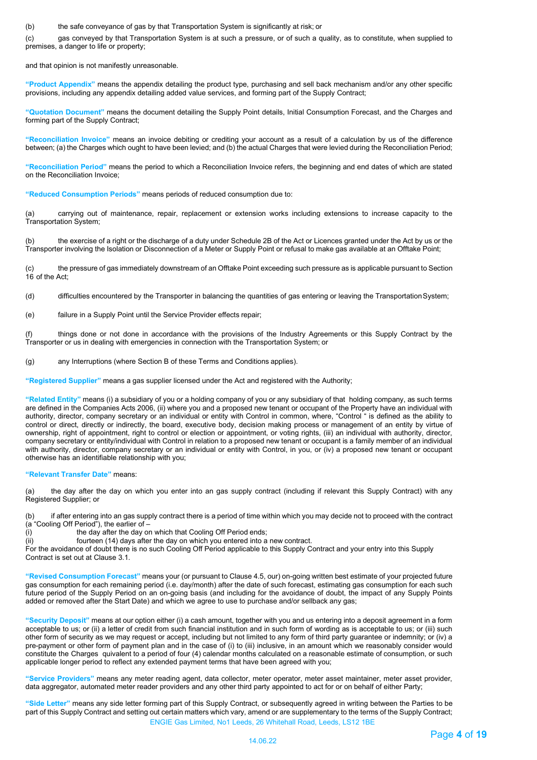(b) the safe conveyance of gas by that Transportation System is significantly at risk; or

(c) gas conveyed by that Transportation System is at such a pressure, or of such a quality, as to constitute, when supplied to premises, a danger to life or property;

and that opinion is not manifestly unreasonable.

**"Product Appendix"** means the appendix detailing the product type, purchasing and sell back mechanism and/or any other specific provisions, including any appendix detailing added value services, and forming part of the Supply Contract;

**"Quotation Document"** means the document detailing the Supply Point details, Initial Consumption Forecast, and the Charges and forming part of the Supply Contract;

**"Reconciliation Invoice"** means an invoice debiting or crediting your account as a result of a calculation by us of the difference between; (a) the Charges which ought to have been levied; and (b) the actual Charges that were levied during the Reconciliation Period;

**"Reconciliation Period"** means the period to which a Reconciliation Invoice refers, the beginning and end dates of which are stated on the Reconciliation Invoice;

**"Reduced Consumption Periods"** means periods of reduced consumption due to:

(a) carrying out of maintenance, repair, replacement or extension works including extensions to increase capacity to the Transportation System;

(b) the exercise of a right or the discharge of a duty under Schedule 2B of the Act or Licences granted under the Act by us or the Transporter involving the Isolation or Disconnection of a Meter or Supply Point or refusal to make gas available at an Offtake Point;

(c) the pressure of gas immediately downstream of an Offtake Point exceeding such pressure as is applicable pursuant to Section 16 of the Act;

(d) difficulties encountered by the Transporter in balancing the quantities of gas entering or leaving the Transportation System;

(e) failure in a Supply Point until the Service Provider effects repair;

(f) things done or not done in accordance with the provisions of the Industry Agreements or this Supply Contract by the Transporter or us in dealing with emergencies in connection with the Transportation System; or

(g) any Interruptions (where Section B of these Terms and Conditions applies).

**"Registered Supplier"** means a gas supplier licensed under the Act and registered with the Authority;

**"Related Entity"** means (i) a subsidiary of you or a holding company of you or any subsidiary of that holding company, as such terms are defined in the Companies Acts 2006, (ii) where you and a proposed new tenant or occupant of the Property have an individual with authority, director, company secretary or an individual or entity with Control in common, where, "Control " is defined as the ability to control or direct, directly or indirectly, the board, executive body, decision making process or management of an entity by virtue of ownership, right of appointment, right to control or election or appointment, or voting rights, (iii) an individual with authority, director, company secretary or entity/individual with Control in relation to a proposed new tenant or occupant is a family member of an individual with authority, director, company secretary or an individual or entity with Control, in you, or (iv) a proposed new tenant or occupant otherwise has an identifiable relationship with you;

**"Relevant Transfer Date"** means:

(a) the day after the day on which you enter into an gas supply contract (including if relevant this Supply Contract) with any Registered Supplier; or

(b) if after entering into an gas supply contract there is a period of time within which you may decide not to proceed with the contract (a "Cooling Off Period"), the earlier of –
(i) the day after the day on which that Cooling Off Period ends;
(ii) fourteen (14) days after the day on which you entered into a new contract.
For the avoidance of doubt there is no such Cooling Off Period applicable to this Supply Contract and your entry into this Supply Contract is set out at Clause 3.1.

**"Revised Consumption Forecast"** means your (or pursuant to Clause 4.5, our) on-going written best estimate of your projected future gas consumption for each remaining period (i.e. day/month) after the date of such forecast, estimating gas consumption for each such future period of the Supply Period on an on-going basis (and including for the avoidance of doubt, the impact of any Supply Points added or removed after the Start Date) and which we agree to use to purchase and/or sellback any gas;

**"Security Deposit"** means at our option either (i) a cash amount, together with you and us entering into a deposit agreement in a form acceptable to us; or (ii) a letter of credit from such financial institution and in such form of wording as is acceptable to us; or (iii) such other form of security as we may request or accept, including but not limited to any form of third party guarantee or indemnity; or (iv) a pre-payment or other form of payment plan and in the case of (i) to (iii) inclusive, in an amount which we reasonably consider would constitute the Charges quivalent to a period of four (4) calendar months calculated on a reasonable estimate of consumption, or such applicable longer period to reflect any extended payment terms that have been agreed with you;

**"Service Providers"** means any meter reading agent, data collector, meter operator, meter asset maintainer, meter asset provider, data aggregator, automated meter reader providers and any other third party appointed to act for or on behalf of either Party;

**"Side Letter"** means any side letter forming part of this Supply Contract, or subsequently agreed in writing between the Parties to be part of this Supply Contract and setting out certain matters which vary, amend or are supplementary to the terms of the Supply Contract;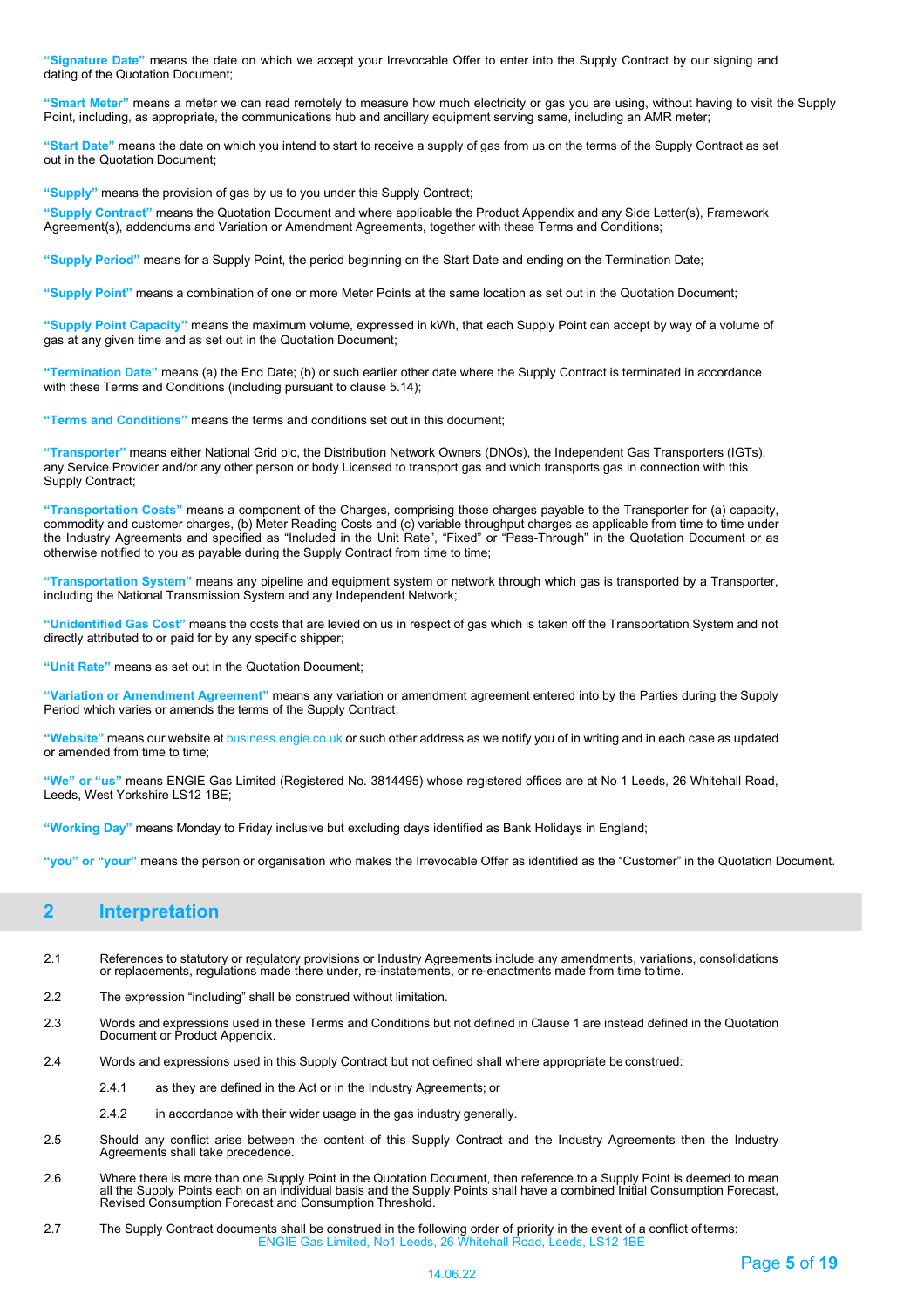**"Signature Date"** means the date on which we accept your Irrevocable Offer to enter into the Supply Contract by our signing and dating of the Quotation Document;

**"Smart Meter"** means a meter we can read remotely to measure how much electricity or gas you are using, without having to visit the Supply Point, including, as appropriate, the communications hub and ancillary equipment serving same, including an AMR meter;

**"Start Date"** means the date on which you intend to start to receive a supply of gas from us on the terms of the Supply Contract as set out in the Quotation Document;

**"Supply"** means the provision of gas by us to you under this Supply Contract;

**"Supply Contract"** means the Quotation Document and where applicable the Product Appendix and any Side Letter(s), Framework Agreement(s), addendums and Variation or Amendment Agreements, together with these Terms and Conditions;

**"Supply Period"** means for a Supply Point, the period beginning on the Start Date and ending on the Termination Date;

**"Supply Point"** means a combination of one or more Meter Points at the same location as set out in the Quotation Document;

**"Supply Point Capacity"** means the maximum volume, expressed in kWh, that each Supply Point can accept by way of a volume of gas at any given time and as set out in the Quotation Document;

**"Termination Date"** means (a) the End Date; (b) or such earlier other date where the Supply Contract is terminated in accordance with these Terms and Conditions (including pursuant to clause 5.14);

**"Terms and Conditions"** means the terms and conditions set out in this document;

**"Transporter"** means either National Grid plc, the Distribution Network Owners (DNOs), the Independent Gas Transporters (IGTs), any Service Provider and/or any other person or body Licensed to transport gas and which transports gas in connection with this Supply Contract;

**"Transportation Costs"** means a component of the Charges, comprising those charges payable to the Transporter for (a) capacity, commodity and customer charges, (b) Meter Reading Costs and (c) variable throughput charges as applicable from time to time under the Industry Agreements and specified as "Included in the Unit Rate", "Fixed" or "Pass-Through" in the Quotation Document or as otherwise notified to you as payable during the Supply Contract from time to time;

**"Transportation System"** means any pipeline and equipment system or network through which gas is transported by a Transporter, including the National Transmission System and any Independent Network;

**"Unidentified Gas Cost"** means the costs that are levied on us in respect of gas which is taken off the Transportation System and not directly attributed to or paid for by any specific shipper;

**"Unit Rate"** means as set out in the Quotation Document;

**"Variation or Amendment Agreement"** means any variation or amendment agreement entered into by the Parties during the Supply Period which varies or amends the terms of the Supply Contract;

**"Website"** means our website at business.engie.co.uk or such other address as we notify you of in writing and in each case as updated or amended from time to time;

**"We" or "us"** means ENGIE Gas Limited (Registered No. 3814495) whose registered offices are at No 1 Leeds, 26 Whitehall Road, Leeds, West Yorkshire LS12 1BE;

**"Working Day"** means Monday to Friday inclusive but excluding days identified as Bank Holidays in England;

**"you" or "your"** means the person or organisation who makes the Irrevocable Offer as identified as the "Customer" in the Quotation Document.

## 2 Interpretation

2.1 References to statutory or regulatory provisions or Industry Agreements include any amendments, variations, consolidations or replacements, regulations made there under, re-instatements, or re-enactments made from time to time.

2.2 The expression "including" shall be construed without limitation.

2.3 Words and expressions used in these Terms and Conditions but not defined in Clause 1 are instead defined in the Quotation Document or Product Appendix.

2.4 Words and expressions used in this Supply Contract but not defined shall where appropriate be construed:

- 2.4.1 as they are defined in the Act or in the Industry Agreements; or
- 2.4.2 in accordance with their wider usage in the gas industry generally.

2.5 Should any conflict arise between the content of this Supply Contract and the Industry Agreements then the Industry Agreements shall take precedence.

2.6 Where there is more than one Supply Point in the Quotation Document, then reference to a Supply Point is deemed to mean all the Supply Points each on an individual basis and the Supply Points shall have a combined Initial Consumption Forecast, Revised Consumption Forecast and Consumption Threshold.

2.7 The Supply Contract documents shall be construed in the following order of priority in the event of a conflict of terms: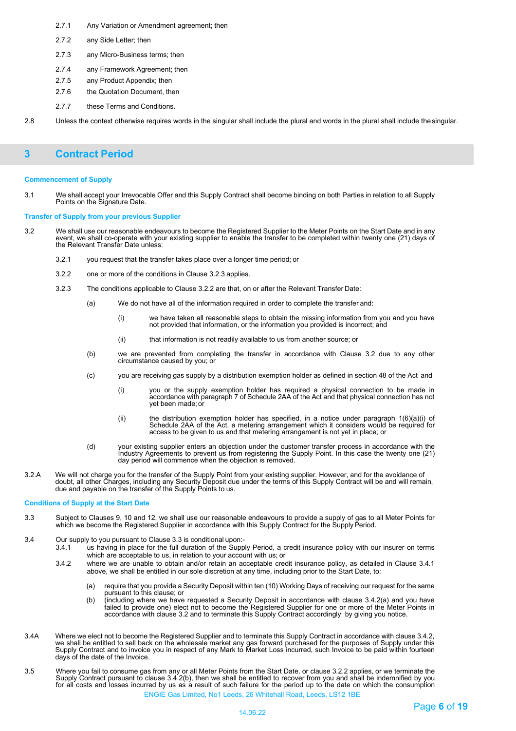2.7.1 Any Variation or Amendment agreement; then

2.7.2 any Side Letter; then

2.7.3 any Micro-Business terms; then

2.7.4 any Framework Agreement; then

2.7.5 any Product Appendix; then

2.7.6 the Quotation Document, then

2.7.7 these Terms and Conditions.

2.8 Unless the context otherwise requires words in the singular shall include the plural and words in the plural shall include the singular.

## 3 Contract Period

### Commencement of Supply

3.1 We shall accept your Irrevocable Offer and this Supply Contract shall become binding on both Parties in relation to all Supply Points on the Signature Date.

### Transfer of Supply from your previous Supplier

3.2 We shall use our reasonable endeavours to become the Registered Supplier to the Meter Points on the Start Date and in any event, we shall co-operate with your existing supplier to enable the transfer to be completed within twenty one (21) days of the Relevant Transfer Date unless:

3.2.1 you request that the transfer takes place over a longer time period; or

3.2.2 one or more of the conditions in Clause 3.2.3 applies.

3.2.3 The conditions applicable to Clause 3.2.2 are that, on or after the Relevant Transfer Date:

(a) We do not have all of the information required in order to complete the transfer and:

(i) we have taken all reasonable steps to obtain the missing information from you and you have not provided that information, or the information you provided is incorrect; and

(ii) that information is not readily available to us from another source; or

(b) we are prevented from completing the transfer in accordance with Clause 3.2 due to any other circumstance caused by you; or

(c) you are receiving gas supply by a distribution exemption holder as defined in section 48 of the Act and

(i) you or the supply exemption holder has required a physical connection to be made in accordance with paragraph 7 of Schedule 2AA of the Act and that physical connection has not yet been made; or

(ii) the distribution exemption holder has specified, in a notice under paragraph 1(6)(a)(i) of Schedule 2AA of the Act, a metering arrangement which it considers would be required for access to be given to us and that metering arrangement is not yet in place; or

(d) your existing supplier enters an objection under the customer transfer process in accordance with the Industry Agreements to prevent us from registering the Supply Point. In this case the twenty one (21) day period will commence when the objection is removed.

3.2.A We will not charge you for the transfer of the Supply Point from your existing supplier. However, and for the avoidance of doubt, all other Charges, including any Security Deposit due under the terms of this Supply Contract will be and will remain, due and payable on the transfer of the Supply Points to us.

### Conditions of Supply at the Start Date

3.3 Subject to Clauses 9, 10 and 12, we shall use our reasonable endeavours to provide a supply of gas to all Meter Points for which we become the Registered Supplier in accordance with this Supply Contract for the Supply Period.

3.4 Our supply to you pursuant to Clause 3.3 is conditional upon:-

3.4.1 us having in place for the full duration of the Supply Period, a credit insurance policy with our insurer on terms which are acceptable to us, in relation to your account with us; or

3.4.2 where we are unable to obtain and/or retain an acceptable credit insurance policy, as detailed in Clause 3.4.1 above, we shall be entitled in our sole discretion at any time, including prior to the Start Date, to:

(a) require that you provide a Security Deposit within ten (10) Working Days of receiving our request for the same pursuant to this clause; or

(b) (including where we have requested a Security Deposit in accordance with clause 3.4.2(a) and you have failed to provide one) elect not to become the Registered Supplier for one or more of the Meter Points in accordance with clause 3.2 and to terminate this Supply Contract accordingly by giving you notice.

3.4A Where we elect not to become the Registered Supplier and to terminate this Supply Contract in accordance with clause 3.4.2, we shall be entitled to sell back on the wholesale market any gas forward purchased for the purposes of Supply under this Supply Contract and to invoice you in respect of any Mark to Market Loss incurred, such Invoice to be paid within fourteen days of the date of the Invoice.

3.5 Where you fail to consume gas from any or all Meter Points from the Start Date, or clause 3.2.2 applies, or we terminate the Supply Contract pursuant to clause 3.4.2(b), then we shall be entitled to recover from you and shall be indemnified by you for all costs and losses incurred by us as a result of such failure for the period up to the date on which the consumption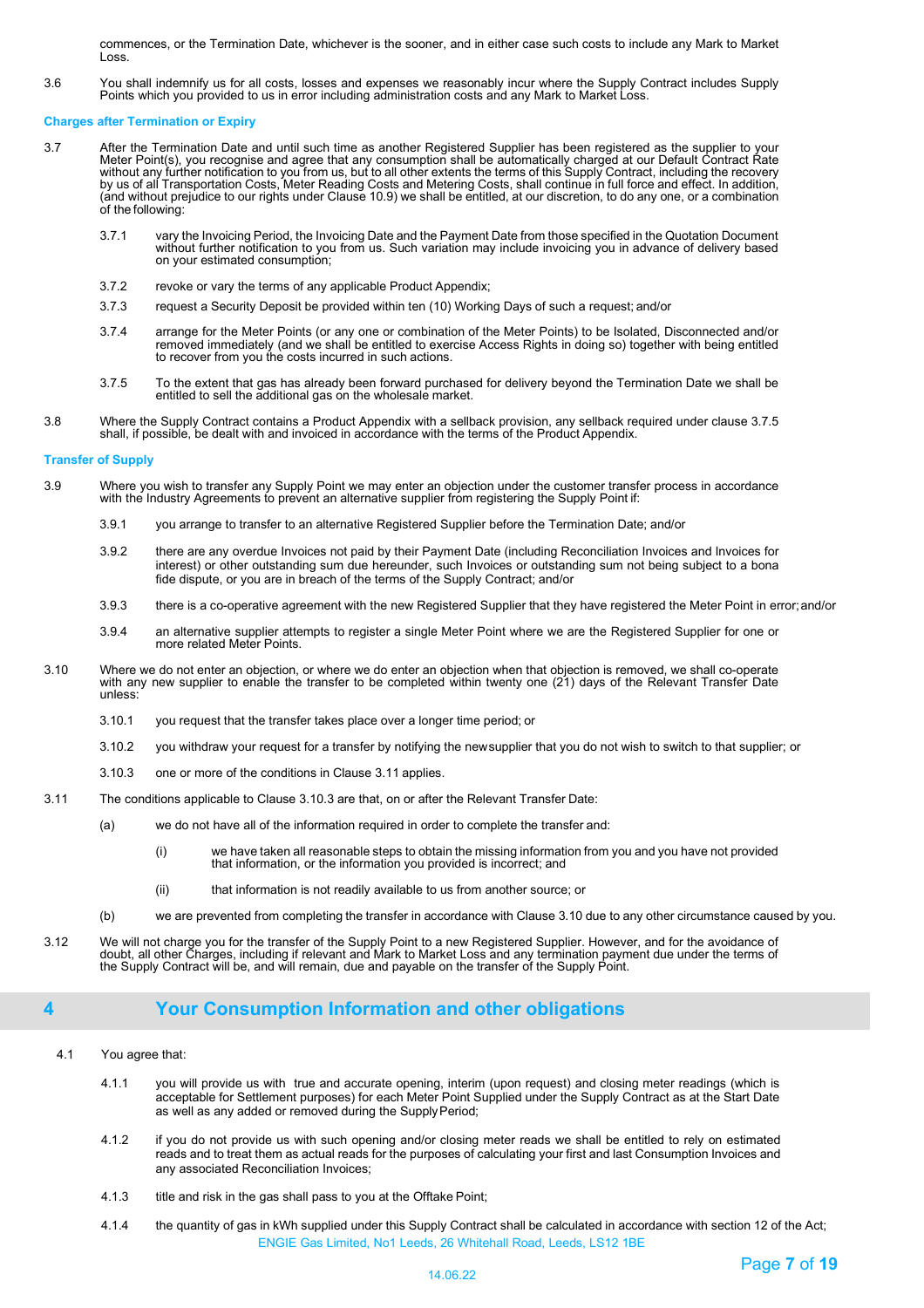commences, or the Termination Date, whichever is the sooner, and in either case such costs to include any Mark to Market Loss.

3.6 You shall indemnify us for all costs, losses and expenses we reasonably incur where the Supply Contract includes Supply Points which you provided to us in error including administration costs and any Mark to Market Loss.

**Charges after Termination or Expiry**

3.7 After the Termination Date and until such time as another Registered Supplier has been registered as the supplier to your Meter Point(s), you recognise and agree that any consumption shall be automatically charged at our Default Contract Rate without any further notification to you from us, but to all other extents the terms of this Supply Contract, including the recovery by us of all Transportation Costs, Meter Reading Costs and Metering Costs, shall continue in full force and effect. In addition, (and without prejudice to our rights under Clause 10.9) we shall be entitled, at our discretion, to do any one, or a combination of the following:

3.7.1 vary the Invoicing Period, the Invoicing Date and the Payment Date from those specified in the Quotation Document without further notification to you from us. Such variation may include invoicing you in advance of delivery based on your estimated consumption;

3.7.2 revoke or vary the terms of any applicable Product Appendix;

3.7.3 request a Security Deposit be provided within ten (10) Working Days of such a request; and/or

3.7.4 arrange for the Meter Points (or any one or combination of the Meter Points) to be Isolated, Disconnected and/or removed immediately (and we shall be entitled to exercise Access Rights in doing so) together with being entitled to recover from you the costs incurred in such actions.

3.7.5 To the extent that gas has already been forward purchased for delivery beyond the Termination Date we shall be entitled to sell the additional gas on the wholesale market.

3.8 Where the Supply Contract contains a Product Appendix with a sellback provision, any sellback required under clause 3.7.5 shall, if possible, be dealt with and invoiced in accordance with the terms of the Product Appendix.

**Transfer of Supply**

3.9 Where you wish to transfer any Supply Point we may enter an objection under the customer transfer process in accordance with the Industry Agreements to prevent an alternative supplier from registering the Supply Point if:

3.9.1 you arrange to transfer to an alternative Registered Supplier before the Termination Date; and/or

3.9.2 there are any overdue Invoices not paid by their Payment Date (including Reconciliation Invoices and Invoices for interest) or other outstanding sum due hereunder, such Invoices or outstanding sum not being subject to a bona fide dispute, or you are in breach of the terms of the Supply Contract; and/or

3.9.3 there is a co-operative agreement with the new Registered Supplier that they have registered the Meter Point in error; and/or

3.9.4 an alternative supplier attempts to register a single Meter Point where we are the Registered Supplier for one or more related Meter Points.

3.10 Where we do not enter an objection, or where we do enter an objection when that objection is removed, we shall co-operate with any new supplier to enable the transfer to be completed within twenty one (21) days of the Relevant Transfer Date unless:

3.10.1 you request that the transfer takes place over a longer time period; or

3.10.2 you withdraw your request for a transfer by notifying the new supplier that you do not wish to switch to that supplier; or

3.10.3 one or more of the conditions in Clause 3.11 applies.

3.11 The conditions applicable to Clause 3.10.3 are that, on or after the Relevant Transfer Date:

(a) we do not have all of the information required in order to complete the transfer and:

(i) we have taken all reasonable steps to obtain the missing information from you and you have not provided that information, or the information you provided is incorrect; and

(ii) that information is not readily available to us from another source; or

(b) we are prevented from completing the transfer in accordance with Clause 3.10 due to any other circumstance caused by you.

3.12 We will not charge you for the transfer of the Supply Point to a new Registered Supplier. However, and for the avoidance of doubt, all other Charges, including if relevant and Mark to Market Loss and any termination payment due under the terms of the Supply Contract will be, and will remain, due and payable on the transfer of the Supply Point.

## 4 Your Consumption Information and other obligations

4.1 You agree that:

4.1.1 you will provide us with true and accurate opening, interim (upon request) and closing meter readings (which is acceptable for Settlement purposes) for each Meter Point Supplied under the Supply Contract as at the Start Date as well as any added or removed during the Supply Period;

4.1.2 if you do not provide us with such opening and/or closing meter reads we shall be entitled to rely on estimated reads and to treat them as actual reads for the purposes of calculating your first and last Consumption Invoices and any associated Reconciliation Invoices;

4.1.3 title and risk in the gas shall pass to you at the Offtake Point;

4.1.4 the quantity of gas in kWh supplied under this Supply Contract shall be calculated in accordance with section 12 of the Act;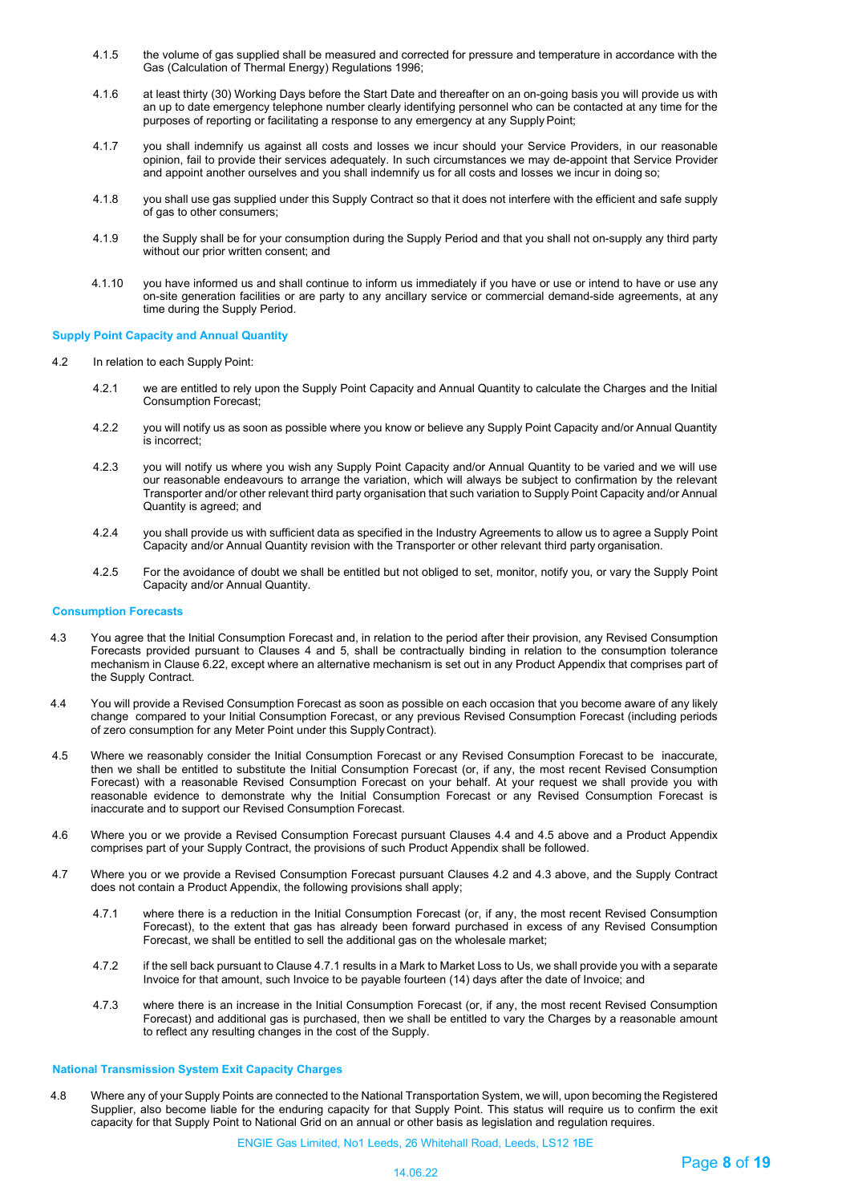4.1.5 the volume of gas supplied shall be measured and corrected for pressure and temperature in accordance with the Gas (Calculation of Thermal Energy) Regulations 1996;

4.1.6 at least thirty (30) Working Days before the Start Date and thereafter on an on-going basis you will provide us with an up to date emergency telephone number clearly identifying personnel who can be contacted at any time for the purposes of reporting or facilitating a response to any emergency at any Supply Point;

4.1.7 you shall indemnify us against all costs and losses we incur should your Service Providers, in our reasonable opinion, fail to provide their services adequately. In such circumstances we may de-appoint that Service Provider and appoint another ourselves and you shall indemnify us for all costs and losses we incur in doing so;

4.1.8 you shall use gas supplied under this Supply Contract so that it does not interfere with the efficient and safe supply of gas to other consumers;

4.1.9 the Supply shall be for your consumption during the Supply Period and that you shall not on-supply any third party without our prior written consent; and

4.1.10 you have informed us and shall continue to inform us immediately if you have or use or intend to have or use any on-site generation facilities or are party to any ancillary service or commercial demand-side agreements, at any time during the Supply Period.

**Supply Point Capacity and Annual Quantity**

4.2 In relation to each Supply Point:

4.2.1 we are entitled to rely upon the Supply Point Capacity and Annual Quantity to calculate the Charges and the Initial Consumption Forecast;

4.2.2 you will notify us as soon as possible where you know or believe any Supply Point Capacity and/or Annual Quantity is incorrect;

4.2.3 you will notify us where you wish any Supply Point Capacity and/or Annual Quantity to be varied and we will use our reasonable endeavours to arrange the variation, which will always be subject to confirmation by the relevant Transporter and/or other relevant third party organisation that such variation to Supply Point Capacity and/or Annual Quantity is agreed; and

4.2.4 you shall provide us with sufficient data as specified in the Industry Agreements to allow us to agree a Supply Point Capacity and/or Annual Quantity revision with the Transporter or other relevant third party organisation.

4.2.5 For the avoidance of doubt we shall be entitled but not obliged to set, monitor, notify you, or vary the Supply Point Capacity and/or Annual Quantity.

**Consumption Forecasts**

4.3 You agree that the Initial Consumption Forecast and, in relation to the period after their provision, any Revised Consumption Forecasts provided pursuant to Clauses 4 and 5, shall be contractually binding in relation to the consumption tolerance mechanism in Clause 6.22, except where an alternative mechanism is set out in any Product Appendix that comprises part of the Supply Contract.

4.4 You will provide a Revised Consumption Forecast as soon as possible on each occasion that you become aware of any likely change compared to your Initial Consumption Forecast, or any previous Revised Consumption Forecast (including periods of zero consumption for any Meter Point under this Supply Contract).

4.5 Where we reasonably consider the Initial Consumption Forecast or any Revised Consumption Forecast to be inaccurate, then we shall be entitled to substitute the Initial Consumption Forecast (or, if any, the most recent Revised Consumption Forecast) with a reasonable Revised Consumption Forecast on your behalf. At your request we shall provide you with reasonable evidence to demonstrate why the Initial Consumption Forecast or any Revised Consumption Forecast is inaccurate and to support our Revised Consumption Forecast.

4.6 Where you or we provide a Revised Consumption Forecast pursuant Clauses 4.4 and 4.5 above and a Product Appendix comprises part of your Supply Contract, the provisions of such Product Appendix shall be followed.

4.7 Where you or we provide a Revised Consumption Forecast pursuant Clauses 4.2 and 4.3 above, and the Supply Contract does not contain a Product Appendix, the following provisions shall apply;

4.7.1 where there is a reduction in the Initial Consumption Forecast (or, if any, the most recent Revised Consumption Forecast), to the extent that gas has already been forward purchased in excess of any Revised Consumption Forecast, we shall be entitled to sell the additional gas on the wholesale market;

4.7.2 if the sell back pursuant to Clause 4.7.1 results in a Mark to Market Loss to Us, we shall provide you with a separate Invoice for that amount, such Invoice to be payable fourteen (14) days after the date of Invoice; and

4.7.3 where there is an increase in the Initial Consumption Forecast (or, if any, the most recent Revised Consumption Forecast) and additional gas is purchased, then we shall be entitled to vary the Charges by a reasonable amount to reflect any resulting changes in the cost of the Supply.

**National Transmission System Exit Capacity Charges**

4.8 Where any of your Supply Points are connected to the National Transportation System, we will, upon becoming the Registered Supplier, also become liable for the enduring capacity for that Supply Point. This status will require us to confirm the exit capacity for that Supply Point to National Grid on an annual or other basis as legislation and regulation requires.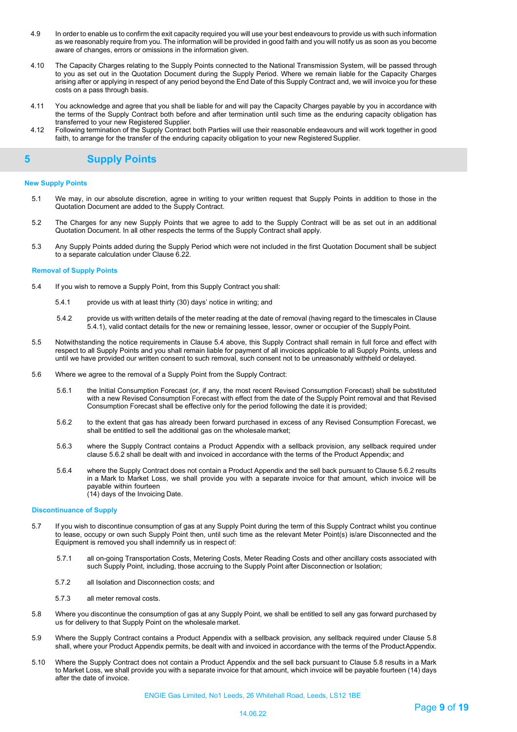4.9 In order to enable us to confirm the exit capacity required you will use your best endeavours to provide us with such information as we reasonably require from you. The information will be provided in good faith and you will notify us as soon as you become aware of changes, errors or omissions in the information given.

4.10 The Capacity Charges relating to the Supply Points connected to the National Transmission System, will be passed through to you as set out in the Quotation Document during the Supply Period. Where we remain liable for the Capacity Charges arising after or applying in respect of any period beyond the End Date of this Supply Contract and, we will invoice you for these costs on a pass through basis.

4.11 You acknowledge and agree that you shall be liable for and will pay the Capacity Charges payable by you in accordance with the terms of the Supply Contract both before and after termination until such time as the enduring capacity obligation has transferred to your new Registered Supplier.

4.12 Following termination of the Supply Contract both Parties will use their reasonable endeavours and will work together in good faith, to arrange for the transfer of the enduring capacity obligation to your new Registered Supplier.

## 5 Supply Points

### New Supply Points

5.1 We may, in our absolute discretion, agree in writing to your written request that Supply Points in addition to those in the Quotation Document are added to the Supply Contract.

5.2 The Charges for any new Supply Points that we agree to add to the Supply Contract will be as set out in an additional Quotation Document. In all other respects the terms of the Supply Contract shall apply.

5.3 Any Supply Points added during the Supply Period which were not included in the first Quotation Document shall be subject to a separate calculation under Clause 6.22.

### Removal of Supply Points

5.4 If you wish to remove a Supply Point, from this Supply Contract you shall:

5.4.1 provide us with at least thirty (30) days' notice in writing; and

5.4.2 provide us with written details of the meter reading at the date of removal (having regard to the timescales in Clause 5.4.1), valid contact details for the new or remaining lessee, lessor, owner or occupier of the Supply Point.

5.5 Notwithstanding the notice requirements in Clause 5.4 above, this Supply Contract shall remain in full force and effect with respect to all Supply Points and you shall remain liable for payment of all invoices applicable to all Supply Points, unless and until we have provided our written consent to such removal, such consent not to be unreasonably withheld or delayed.

5.6 Where we agree to the removal of a Supply Point from the Supply Contract:

5.6.1 the Initial Consumption Forecast (or, if any, the most recent Revised Consumption Forecast) shall be substituted with a new Revised Consumption Forecast with effect from the date of the Supply Point removal and that Revised Consumption Forecast shall be effective only for the period following the date it is provided;

5.6.2 to the extent that gas has already been forward purchased in excess of any Revised Consumption Forecast, we shall be entitled to sell the additional gas on the wholesale market;

5.6.3 where the Supply Contract contains a Product Appendix with a sellback provision, any sellback required under clause 5.6.2 shall be dealt with and invoiced in accordance with the terms of the Product Appendix; and

5.6.4 where the Supply Contract does not contain a Product Appendix and the sell back pursuant to Clause 5.6.2 results in a Mark to Market Loss, we shall provide you with a separate invoice for that amount, which invoice will be payable within fourteen (14) days of the Invoicing Date.

### Discontinuance of Supply

5.7 If you wish to discontinue consumption of gas at any Supply Point during the term of this Supply Contract whilst you continue to lease, occupy or own such Supply Point then, until such time as the relevant Meter Point(s) is/are Disconnected and the Equipment is removed you shall indemnify us in respect of:

5.7.1 all on-going Transportation Costs, Metering Costs, Meter Reading Costs and other ancillary costs associated with such Supply Point, including, those accruing to the Supply Point after Disconnection or Isolation;

5.7.2 all Isolation and Disconnection costs; and

5.7.3 all meter removal costs.

5.8 Where you discontinue the consumption of gas at any Supply Point, we shall be entitled to sell any gas forward purchased by us for delivery to that Supply Point on the wholesale market.

5.9 Where the Supply Contract contains a Product Appendix with a sellback provision, any sellback required under Clause 5.8 shall, where your Product Appendix permits, be dealt with and invoiced in accordance with the terms of the Product Appendix.

5.10 Where the Supply Contract does not contain a Product Appendix and the sell back pursuant to Clause 5.8 results in a Mark to Market Loss, we shall provide you with a separate invoice for that amount, which invoice will be payable fourteen (14) days after the date of invoice.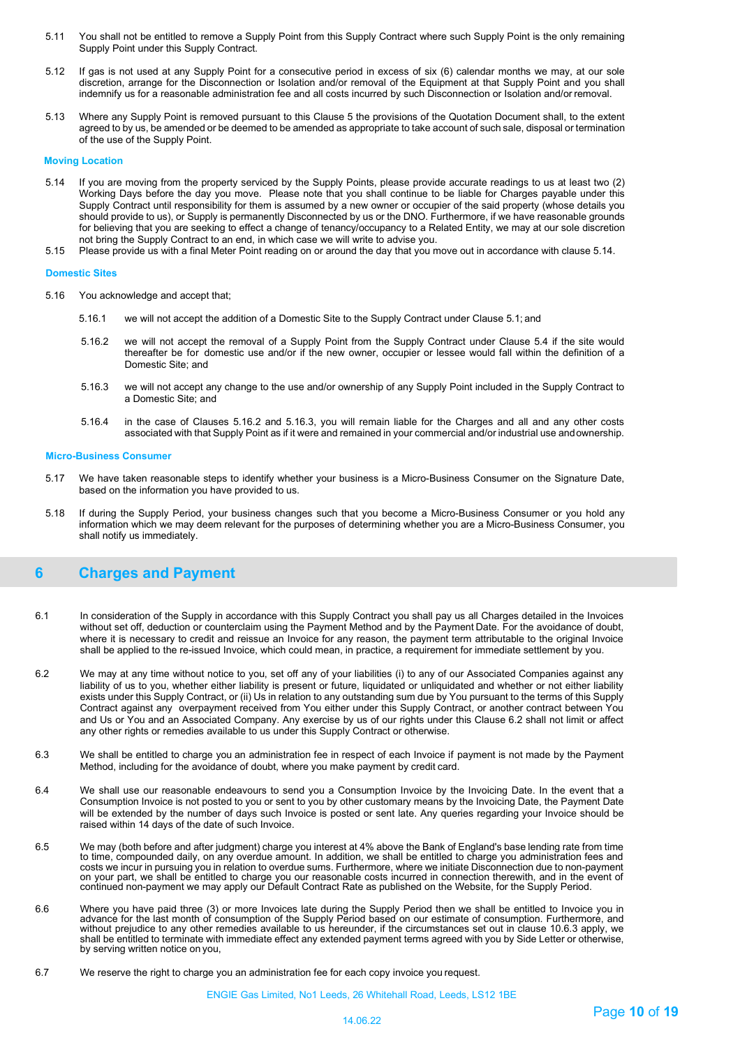5.11 You shall not be entitled to remove a Supply Point from this Supply Contract where such Supply Point is the only remaining Supply Point under this Supply Contract.

5.12 If gas is not used at any Supply Point for a consecutive period in excess of six (6) calendar months we may, at our sole discretion, arrange for the Disconnection or Isolation and/or removal of the Equipment at that Supply Point and you shall indemnify us for a reasonable administration fee and all costs incurred by such Disconnection or Isolation and/or removal.

5.13 Where any Supply Point is removed pursuant to this Clause 5 the provisions of the Quotation Document shall, to the extent agreed to by us, be amended or be deemed to be amended as appropriate to take account of such sale, disposal or termination of the use of the Supply Point.

### Moving Location

5.14 If you are moving from the property serviced by the Supply Points, please provide accurate readings to us at least two (2) Working Days before the day you move. Please note that you shall continue to be liable for Charges payable under this Supply Contract until responsibility for them is assumed by a new owner or occupier of the said property (whose details you should provide to us), or Supply is permanently Disconnected by us or the DNO. Furthermore, if we have reasonable grounds for believing that you are seeking to effect a change of tenancy/occupancy to a Related Entity, we may at our sole discretion not bring the Supply Contract to an end, in which case we will write to advise you.

5.15 Please provide us with a final Meter Point reading on or around the day that you move out in accordance with clause 5.14.

### Domestic Sites

5.16 You acknowledge and accept that;

5.16.1 we will not accept the addition of a Domestic Site to the Supply Contract under Clause 5.1; and

5.16.2 we will not accept the removal of a Supply Point from the Supply Contract under Clause 5.4 if the site would thereafter be for domestic use and/or if the new owner, occupier or lessee would fall within the definition of a Domestic Site; and

5.16.3 we will not accept any change to the use and/or ownership of any Supply Point included in the Supply Contract to a Domestic Site; and

5.16.4 in the case of Clauses 5.16.2 and 5.16.3, you will remain liable for the Charges and all and any other costs associated with that Supply Point as if it were and remained in your commercial and/or industrial use and ownership.

### Micro-Business Consumer

5.17 We have taken reasonable steps to identify whether your business is a Micro-Business Consumer on the Signature Date, based on the information you have provided to us.

5.18 If during the Supply Period, your business changes such that you become a Micro-Business Consumer or you hold any information which we may deem relevant for the purposes of determining whether you are a Micro-Business Consumer, you shall notify us immediately.

## 6 Charges and Payment

6.1 In consideration of the Supply in accordance with this Supply Contract you shall pay us all Charges detailed in the Invoices without set off, deduction or counterclaim using the Payment Method and by the Payment Date. For the avoidance of doubt, where it is necessary to credit and reissue an Invoice for any reason, the payment term attributable to the original Invoice shall be applied to the re-issued Invoice, which could mean, in practice, a requirement for immediate settlement by you.

6.2 We may at any time without notice to you, set off any of your liabilities (i) to any of our Associated Companies against any liability of us to you, whether either liability is present or future, liquidated or unliquidated and whether or not either liability exists under this Supply Contract, or (ii) Us in relation to any outstanding sum due by You pursuant to the terms of this Supply Contract against any overpayment received from You either under this Supply Contract, or another contract between You and Us or You and an Associated Company. Any exercise by us of our rights under this Clause 6.2 shall not limit or affect any other rights or remedies available to us under this Supply Contract or otherwise.

6.3 We shall be entitled to charge you an administration fee in respect of each Invoice if payment is not made by the Payment Method, including for the avoidance of doubt, where you make payment by credit card.

6.4 We shall use our reasonable endeavours to send you a Consumption Invoice by the Invoicing Date. In the event that a Consumption Invoice is not posted to you or sent to you by other customary means by the Invoicing Date, the Payment Date will be extended by the number of days such Invoice is posted or sent late. Any queries regarding your Invoice should be raised within 14 days of the date of such Invoice.

6.5 We may (both before and after judgment) charge you interest at 4% above the Bank of England's base lending rate from time to time, compounded daily, on any overdue amount. In addition, we shall be entitled to charge you administration fees and costs we incur in pursuing you in relation to overdue sums. Furthermore, where we initiate Disconnection due to non-payment on your part, we shall be entitled to charge you our reasonable costs incurred in connection therewith, and in the event of continued non-payment we may apply our Default Contract Rate as published on the Website, for the Supply Period.

6.6 Where you have paid three (3) or more Invoices late during the Supply Period then we shall be entitled to Invoice you in advance for the last month of consumption of the Supply Period based on our estimate of consumption. Furthermore, and without prejudice to any other remedies available to us hereunder, if the circumstances set out in clause 10.6.3 apply, we shall be entitled to terminate with immediate effect any extended payment terms agreed with you by Side Letter or otherwise, by serving written notice on you,

6.7 We reserve the right to charge you an administration fee for each copy invoice you request.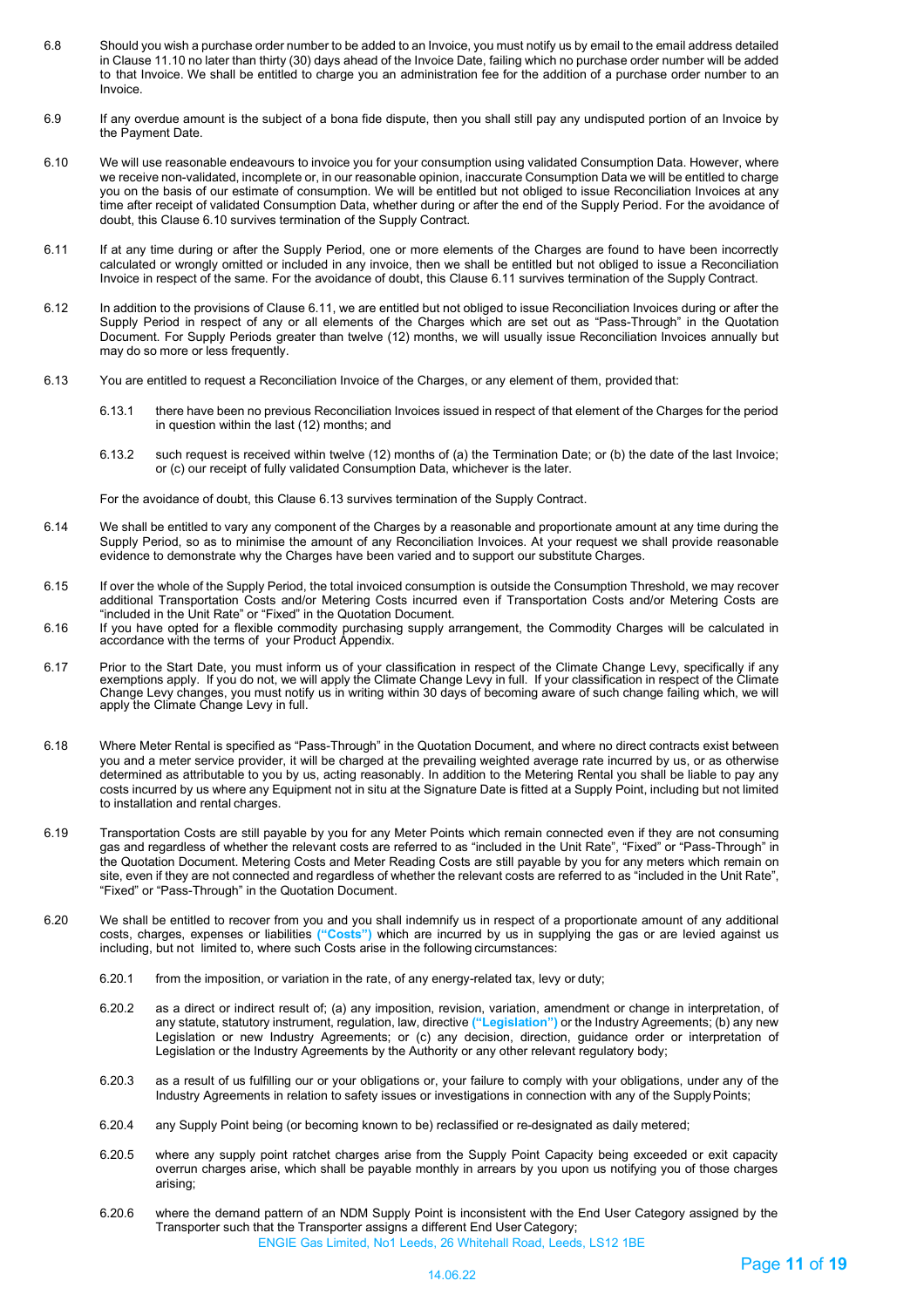6.8 Should you wish a purchase order number to be added to an Invoice, you must notify us by email to the email address detailed in Clause 11.10 no later than thirty (30) days ahead of the Invoice Date, failing which no purchase order number will be added to that Invoice. We shall be entitled to charge you an administration fee for the addition of a purchase order number to an Invoice.

6.9 If any overdue amount is the subject of a bona fide dispute, then you shall still pay any undisputed portion of an Invoice by the Payment Date.

6.10 We will use reasonable endeavours to invoice you for your consumption using validated Consumption Data. However, where we receive non-validated, incomplete or, in our reasonable opinion, inaccurate Consumption Data we will be entitled to charge you on the basis of our estimate of consumption. We will be entitled but not obliged to issue Reconciliation Invoices at any time after receipt of validated Consumption Data, whether during or after the end of the Supply Period. For the avoidance of doubt, this Clause 6.10 survives termination of the Supply Contract.

6.11 If at any time during or after the Supply Period, one or more elements of the Charges are found to have been incorrectly calculated or wrongly omitted or included in any invoice, then we shall be entitled but not obliged to issue a Reconciliation Invoice in respect of the same. For the avoidance of doubt, this Clause 6.11 survives termination of the Supply Contract.

6.12 In addition to the provisions of Clause 6.11, we are entitled but not obliged to issue Reconciliation Invoices during or after the Supply Period in respect of any or all elements of the Charges which are set out as "Pass-Through" in the Quotation Document. For Supply Periods greater than twelve (12) months, we will usually issue Reconciliation Invoices annually but may do so more or less frequently.

6.13 You are entitled to request a Reconciliation Invoice of the Charges, or any element of them, provided that:

6.13.1 there have been no previous Reconciliation Invoices issued in respect of that element of the Charges for the period in question within the last (12) months; and

6.13.2 such request is received within twelve (12) months of (a) the Termination Date; or (b) the date of the last Invoice; or (c) our receipt of fully validated Consumption Data, whichever is the later.

For the avoidance of doubt, this Clause 6.13 survives termination of the Supply Contract.

6.14 We shall be entitled to vary any component of the Charges by a reasonable and proportionate amount at any time during the Supply Period, so as to minimise the amount of any Reconciliation Invoices. At your request we shall provide reasonable evidence to demonstrate why the Charges have been varied and to support our substitute Charges.

6.15 If over the whole of the Supply Period, the total invoiced consumption is outside the Consumption Threshold, we may recover additional Transportation Costs and/or Metering Costs incurred even if Transportation Costs and/or Metering Costs are "included in the Unit Rate" or "Fixed" in the Quotation Document.

6.16 If you have opted for a flexible commodity purchasing supply arrangement, the Commodity Charges will be calculated in accordance with the terms of your Product Appendix.

6.17 Prior to the Start Date, you must inform us of your classification in respect of the Climate Change Levy, specifically if any exemptions apply. If you do not, we will apply the Climate Change Levy in full. If your classification in respect of the Climate Change Levy changes, you must notify us in writing within 30 days of becoming aware of such change failing which, we will apply the Climate Change Levy in full.

6.18 Where Meter Rental is specified as "Pass-Through" in the Quotation Document, and where no direct contracts exist between you and a meter service provider, it will be charged at the prevailing weighted average rate incurred by us, or as otherwise determined as attributable to you by us, acting reasonably. In addition to the Metering Rental you shall be liable to pay any costs incurred by us where any Equipment not in situ at the Signature Date is fitted at a Supply Point, including but not limited to installation and rental charges.

6.19 Transportation Costs are still payable by you for any Meter Points which remain connected even if they are not consuming gas and regardless of whether the relevant costs are referred to as "included in the Unit Rate", "Fixed" or "Pass-Through" in the Quotation Document. Metering Costs and Meter Reading Costs are still payable by you for any meters which remain on site, even if they are not connected and regardless of whether the relevant costs are referred to as "included in the Unit Rate", "Fixed" or "Pass-Through" in the Quotation Document.

6.20 We shall be entitled to recover from you and you shall indemnify us in respect of a proportionate amount of any additional costs, charges, expenses or liabilities **("Costs")** which are incurred by us in supplying the gas or are levied against us including, but not limited to, where such Costs arise in the following circumstances:

6.20.1 from the imposition, or variation in the rate, of any energy-related tax, levy or duty;

6.20.2 as a direct or indirect result of; (a) any imposition, revision, variation, amendment or change in interpretation, of any statute, statutory instrument, regulation, law, directive **("Legislation")** or the Industry Agreements; (b) any new Legislation or new Industry Agreements; or (c) any decision, direction, guidance order or interpretation of Legislation or the Industry Agreements by the Authority or any other relevant regulatory body;

6.20.3 as a result of us fulfilling our or your obligations or, your failure to comply with your obligations, under any of the Industry Agreements in relation to safety issues or investigations in connection with any of the Supply Points;

6.20.4 any Supply Point being (or becoming known to be) reclassified or re-designated as daily metered;

6.20.5 where any supply point ratchet charges arise from the Supply Point Capacity being exceeded or exit capacity overrun charges arise, which shall be payable monthly in arrears by you upon us notifying you of those charges arising;

6.20.6 where the demand pattern of an NDM Supply Point is inconsistent with the End User Category assigned by the Transporter such that the Transporter assigns a different End User Category;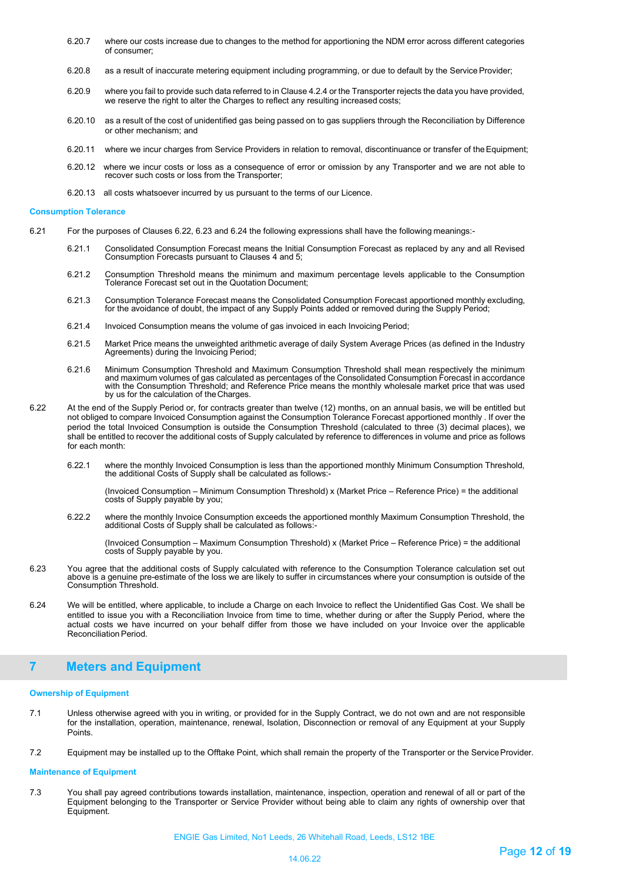6.20.7 where our costs increase due to changes to the method for apportioning the NDM error across different categories of consumer;

6.20.8 as a result of inaccurate metering equipment including programming, or due to default by the Service Provider;

6.20.9 where you fail to provide such data referred to in Clause 4.2.4 or the Transporter rejects the data you have provided, we reserve the right to alter the Charges to reflect any resulting increased costs;

6.20.10 as a result of the cost of unidentified gas being passed on to gas suppliers through the Reconciliation by Difference or other mechanism; and

6.20.11 where we incur charges from Service Providers in relation to removal, discontinuance or transfer of the Equipment;

6.20.12 where we incur costs or loss as a consequence of error or omission by any Transporter and we are not able to recover such costs or loss from the Transporter;

6.20.13 all costs whatsoever incurred by us pursuant to the terms of our Licence.

**Consumption Tolerance**

6.21 For the purposes of Clauses 6.22, 6.23 and 6.24 the following expressions shall have the following meanings:-

6.21.1 Consolidated Consumption Forecast means the Initial Consumption Forecast as replaced by any and all Revised Consumption Forecasts pursuant to Clauses 4 and 5;

6.21.2 Consumption Threshold means the minimum and maximum percentage levels applicable to the Consumption Tolerance Forecast set out in the Quotation Document;

6.21.3 Consumption Tolerance Forecast means the Consolidated Consumption Forecast apportioned monthly excluding, for the avoidance of doubt, the impact of any Supply Points added or removed during the Supply Period;

6.21.4 Invoiced Consumption means the volume of gas invoiced in each Invoicing Period;

6.21.5 Market Price means the unweighted arithmetic average of daily System Average Prices (as defined in the Industry Agreements) during the Invoicing Period;

6.21.6 Minimum Consumption Threshold and Maximum Consumption Threshold shall mean respectively the minimum and maximum volumes of gas calculated as percentages of the Consolidated Consumption Forecast in accordance with the Consumption Threshold; and Reference Price means the monthly wholesale market price that was used by us for the calculation of the Charges.

6.22 At the end of the Supply Period or, for contracts greater than twelve (12) months, on an annual basis, we will be entitled but not obliged to compare Invoiced Consumption against the Consumption Tolerance Forecast apportioned monthly . If over the period the total Invoiced Consumption is outside the Consumption Threshold (calculated to three (3) decimal places), we shall be entitled to recover the additional costs of Supply calculated by reference to differences in volume and price as follows for each month:

6.22.1 where the monthly Invoiced Consumption is less than the apportioned monthly Minimum Consumption Threshold, the additional Costs of Supply shall be calculated as follows:-

(Invoiced Consumption – Minimum Consumption Threshold) x (Market Price – Reference Price) = the additional costs of Supply payable by you;

6.22.2 where the monthly Invoice Consumption exceeds the apportioned monthly Maximum Consumption Threshold, the additional Costs of Supply shall be calculated as follows:-

(Invoiced Consumption – Maximum Consumption Threshold) x (Market Price – Reference Price) = the additional costs of Supply payable by you.

6.23 You agree that the additional costs of Supply calculated with reference to the Consumption Tolerance calculation set out above is a genuine pre-estimate of the loss we are likely to suffer in circumstances where your consumption is outside of the Consumption Threshold.

6.24 We will be entitled, where applicable, to include a Charge on each Invoice to reflect the Unidentified Gas Cost. We shall be entitled to issue you with a Reconciliation Invoice from time to time, whether during or after the Supply Period, where the actual costs we have incurred on your behalf differ from those we have included on your Invoice over the applicable Reconciliation Period.

## 7 Meters and Equipment

**Ownership of Equipment**

7.1 Unless otherwise agreed with you in writing, or provided for in the Supply Contract, we do not own and are not responsible for the installation, operation, maintenance, renewal, Isolation, Disconnection or removal of any Equipment at your Supply Points.

7.2 Equipment may be installed up to the Offtake Point, which shall remain the property of the Transporter or the Service Provider.

**Maintenance of Equipment**

7.3 You shall pay agreed contributions towards installation, maintenance, inspection, operation and renewal of all or part of the Equipment belonging to the Transporter or Service Provider without being able to claim any rights of ownership over that Equipment.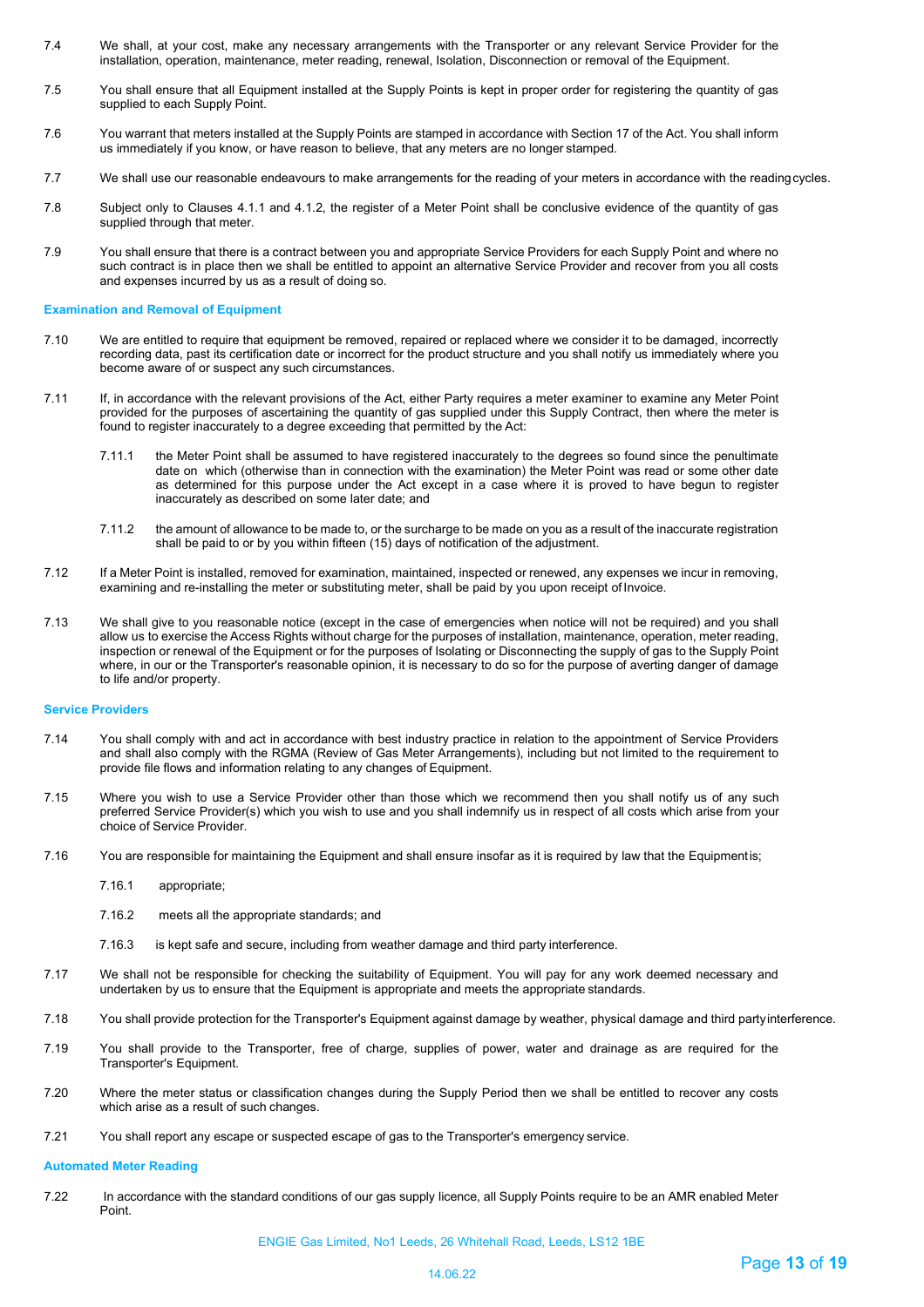7.4 We shall, at your cost, make any necessary arrangements with the Transporter or any relevant Service Provider for the installation, operation, maintenance, meter reading, renewal, Isolation, Disconnection or removal of the Equipment.

7.5 You shall ensure that all Equipment installed at the Supply Points is kept in proper order for registering the quantity of gas supplied to each Supply Point.

7.6 You warrant that meters installed at the Supply Points are stamped in accordance with Section 17 of the Act. You shall inform us immediately if you know, or have reason to believe, that any meters are no longer stamped.

7.7 We shall use our reasonable endeavours to make arrangements for the reading of your meters in accordance with the reading cycles.

7.8 Subject only to Clauses 4.1.1 and 4.1.2, the register of a Meter Point shall be conclusive evidence of the quantity of gas supplied through that meter.

7.9 You shall ensure that there is a contract between you and appropriate Service Providers for each Supply Point and where no such contract is in place then we shall be entitled to appoint an alternative Service Provider and recover from you all costs and expenses incurred by us as a result of doing so.

**Examination and Removal of Equipment**

7.10 We are entitled to require that equipment be removed, repaired or replaced where we consider it to be damaged, incorrectly recording data, past its certification date or incorrect for the product structure and you shall notify us immediately where you become aware of or suspect any such circumstances.

7.11 If, in accordance with the relevant provisions of the Act, either Party requires a meter examiner to examine any Meter Point provided for the purposes of ascertaining the quantity of gas supplied under this Supply Contract, then where the meter is found to register inaccurately to a degree exceeding that permitted by the Act:

7.11.1 the Meter Point shall be assumed to have registered inaccurately to the degrees so found since the penultimate date on which (otherwise than in connection with the examination) the Meter Point was read or some other date as determined for this purpose under the Act except in a case where it is proved to have begun to register inaccurately as described on some later date; and

7.11.2 the amount of allowance to be made to, or the surcharge to be made on you as a result of the inaccurate registration shall be paid to or by you within fifteen (15) days of notification of the adjustment.

7.12 If a Meter Point is installed, removed for examination, maintained, inspected or renewed, any expenses we incur in removing, examining and re-installing the meter or substituting meter, shall be paid by you upon receipt of Invoice.

7.13 We shall give to you reasonable notice (except in the case of emergencies when notice will not be required) and you shall allow us to exercise the Access Rights without charge for the purposes of installation, maintenance, operation, meter reading, inspection or renewal of the Equipment or for the purposes of Isolating or Disconnecting the supply of gas to the Supply Point where, in our or the Transporter's reasonable opinion, it is necessary to do so for the purpose of averting danger of damage to life and/or property.

**Service Providers**

7.14 You shall comply with and act in accordance with best industry practice in relation to the appointment of Service Providers and shall also comply with the RGMA (Review of Gas Meter Arrangements), including but not limited to the requirement to provide file flows and information relating to any changes of Equipment.

7.15 Where you wish to use a Service Provider other than those which we recommend then you shall notify us of any such preferred Service Provider(s) which you wish to use and you shall indemnify us in respect of all costs which arise from your choice of Service Provider.

7.16 You are responsible for maintaining the Equipment and shall ensure insofar as it is required by law that the Equipment is;

7.16.1 appropriate;

7.16.2 meets all the appropriate standards; and

7.16.3 is kept safe and secure, including from weather damage and third party interference.

7.17 We shall not be responsible for checking the suitability of Equipment. You will pay for any work deemed necessary and undertaken by us to ensure that the Equipment is appropriate and meets the appropriate standards.

7.18 You shall provide protection for the Transporter's Equipment against damage by weather, physical damage and third party interference.

7.19 You shall provide to the Transporter, free of charge, supplies of power, water and drainage as are required for the Transporter's Equipment.

7.20 Where the meter status or classification changes during the Supply Period then we shall be entitled to recover any costs which arise as a result of such changes.

7.21 You shall report any escape or suspected escape of gas to the Transporter's emergency service.

**Automated Meter Reading**

7.22 In accordance with the standard conditions of our gas supply licence, all Supply Points require to be an AMR enabled Meter Point.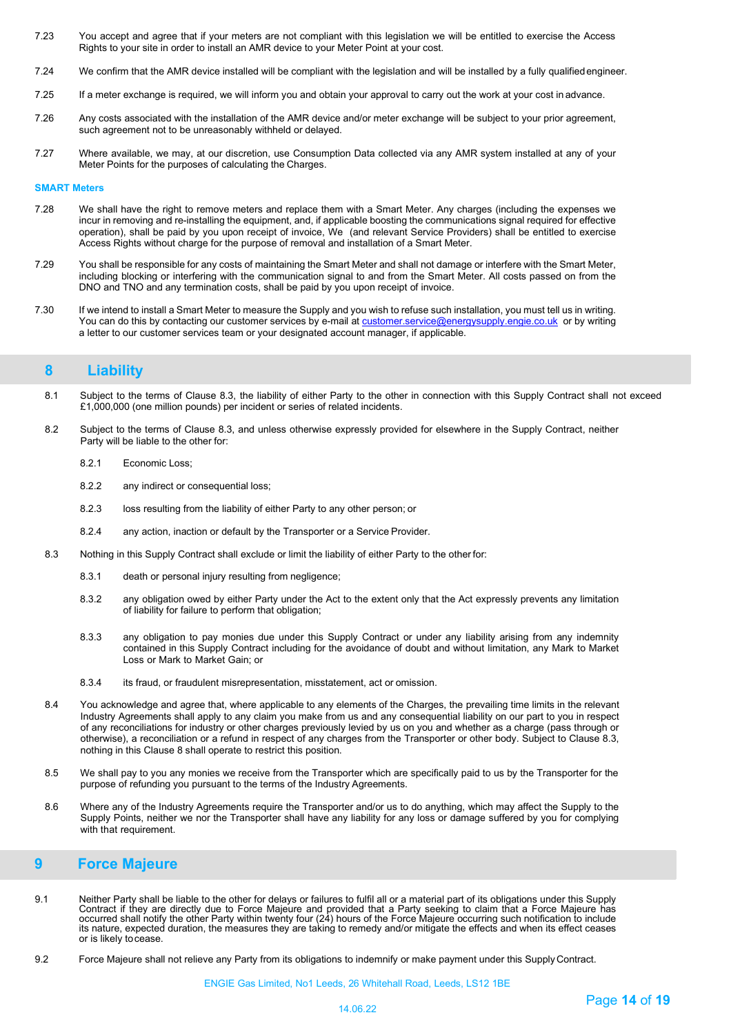7.23 You accept and agree that if your meters are not compliant with this legislation we will be entitled to exercise the Access Rights to your site in order to install an AMR device to your Meter Point at your cost.

7.24 We confirm that the AMR device installed will be compliant with the legislation and will be installed by a fully qualified engineer.

7.25 If a meter exchange is required, we will inform you and obtain your approval to carry out the work at your cost in advance.

7.26 Any costs associated with the installation of the AMR device and/or meter exchange will be subject to your prior agreement, such agreement not to be unreasonably withheld or delayed.

7.27 Where available, we may, at our discretion, use Consumption Data collected via any AMR system installed at any of your Meter Points for the purposes of calculating the Charges.

**SMART Meters**

7.28 We shall have the right to remove meters and replace them with a Smart Meter. Any charges (including the expenses we incur in removing and re-installing the equipment, and, if applicable boosting the communications signal required for effective operation), shall be paid by you upon receipt of invoice, We (and relevant Service Providers) shall be entitled to exercise Access Rights without charge for the purpose of removal and installation of a Smart Meter.

7.29 You shall be responsible for any costs of maintaining the Smart Meter and shall not damage or interfere with the Smart Meter, including blocking or interfering with the communication signal to and from the Smart Meter. All costs passed on from the DNO and TNO and any termination costs, shall be paid by you upon receipt of invoice.

7.30 If we intend to install a Smart Meter to measure the Supply and you wish to refuse such installation, you must tell us in writing. You can do this by contacting our customer services by e-mail at customer.service@energysupply.engie.co.uk or by writing a letter to our customer services team or your designated account manager, if applicable.

## 8 Liability

8.1 Subject to the terms of Clause 8.3, the liability of either Party to the other in connection with this Supply Contract shall not exceed £1,000,000 (one million pounds) per incident or series of related incidents.

8.2 Subject to the terms of Clause 8.3, and unless otherwise expressly provided for elsewhere in the Supply Contract, neither Party will be liable to the other for:

8.2.1 Economic Loss;

8.2.2 any indirect or consequential loss;

8.2.3 loss resulting from the liability of either Party to any other person; or

8.2.4 any action, inaction or default by the Transporter or a Service Provider.

8.3 Nothing in this Supply Contract shall exclude or limit the liability of either Party to the other for:

8.3.1 death or personal injury resulting from negligence;

8.3.2 any obligation owed by either Party under the Act to the extent only that the Act expressly prevents any limitation of liability for failure to perform that obligation;

8.3.3 any obligation to pay monies due under this Supply Contract or under any liability arising from any indemnity contained in this Supply Contract including for the avoidance of doubt and without limitation, any Mark to Market Loss or Mark to Market Gain; or

8.3.4 its fraud, or fraudulent misrepresentation, misstatement, act or omission.

8.4 You acknowledge and agree that, where applicable to any elements of the Charges, the prevailing time limits in the relevant Industry Agreements shall apply to any claim you make from us and any consequential liability on our part to you in respect of any reconciliations for industry or other charges previously levied by us on you and whether as a charge (pass through or otherwise), a reconciliation or a refund in respect of any charges from the Transporter or other body. Subject to Clause 8.3, nothing in this Clause 8 shall operate to restrict this position.

8.5 We shall pay to you any monies we receive from the Transporter which are specifically paid to us by the Transporter for the purpose of refunding you pursuant to the terms of the Industry Agreements.

8.6 Where any of the Industry Agreements require the Transporter and/or us to do anything, which may affect the Supply to the Supply Points, neither we nor the Transporter shall have any liability for any loss or damage suffered by you for complying with that requirement.

## 9 Force Majeure

9.1 Neither Party shall be liable to the other for delays or failures to fulfil all or a material part of its obligations under this Supply Contract if they are directly due to Force Majeure and provided that a Party seeking to claim that a Force Majeure has occurred shall notify the other Party within twenty four (24) hours of the Force Majeure occurring such notification to include its nature, expected duration, the measures they are taking to remedy and/or mitigate the effects and when its effect ceases or is likely to cease.

9.2 Force Majeure shall not relieve any Party from its obligations to indemnify or make payment under this Supply Contract.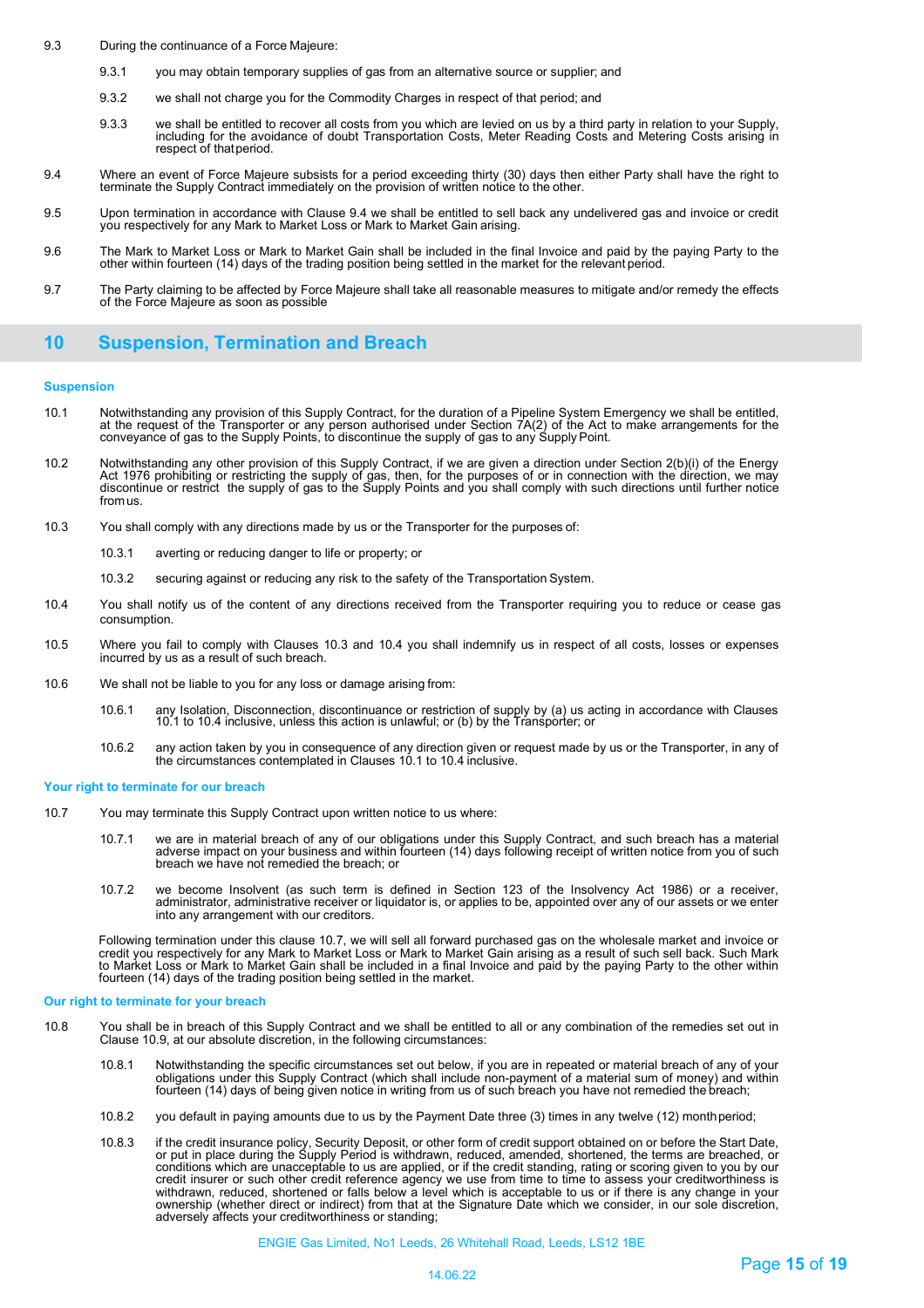9.3 During the continuance of a Force Majeure:

9.3.1 you may obtain temporary supplies of gas from an alternative source or supplier; and

9.3.2 we shall not charge you for the Commodity Charges in respect of that period; and

9.3.3 we shall be entitled to recover all costs from you which are levied on us by a third party in relation to your Supply, including for the avoidance of doubt Transportation Costs, Meter Reading Costs and Metering Costs arising in respect of that period.

9.4 Where an event of Force Majeure subsists for a period exceeding thirty (30) days then either Party shall have the right to terminate the Supply Contract immediately on the provision of written notice to the other.

9.5 Upon termination in accordance with Clause 9.4 we shall be entitled to sell back any undelivered gas and invoice or credit you respectively for any Mark to Market Loss or Mark to Market Gain arising.

9.6 The Mark to Market Loss or Mark to Market Gain shall be included in the final Invoice and paid by the paying Party to the other within fourteen (14) days of the trading position being settled in the market for the relevant period.

9.7 The Party claiming to be affected by Force Majeure shall take all reasonable measures to mitigate and/or remedy the effects of the Force Majeure as soon as possible

## 10 Suspension, Termination and Breach

### Suspension

10.1 Notwithstanding any provision of this Supply Contract, for the duration of a Pipeline System Emergency we shall be entitled, at the request of the Transporter or any person authorised under Section 7A(2) of the Act to make arrangements for the conveyance of gas to the Supply Points, to discontinue the supply of gas to any Supply Point.

10.2 Notwithstanding any other provision of this Supply Contract, if we are given a direction under Section 2(b)(i) of the Energy Act 1976 prohibiting or restricting the supply of gas, then, for the purposes of or in connection with the direction, we may discontinue or restrict the supply of gas to the Supply Points and you shall comply with such directions until further notice from us.

10.3 You shall comply with any directions made by us or the Transporter for the purposes of:

10.3.1 averting or reducing danger to life or property; or

10.3.2 securing against or reducing any risk to the safety of the Transportation System.

10.4 You shall notify us of the content of any directions received from the Transporter requiring you to reduce or cease gas consumption.

10.5 Where you fail to comply with Clauses 10.3 and 10.4 you shall indemnify us in respect of all costs, losses or expenses incurred by us as a result of such breach.

10.6 We shall not be liable to you for any loss or damage arising from:

10.6.1 any Isolation, Disconnection, discontinuance or restriction of supply by (a) us acting in accordance with Clauses 10.1 to 10.4 inclusive, unless this action is unlawful; or (b) by the Transporter; or

10.6.2 any action taken by you in consequence of any direction given or request made by us or the Transporter, in any of the circumstances contemplated in Clauses 10.1 to 10.4 inclusive.

### Your right to terminate for our breach

10.7 You may terminate this Supply Contract upon written notice to us where:

10.7.1 we are in material breach of any of our obligations under this Supply Contract, and such breach has a material adverse impact on your business and within fourteen (14) days following receipt of written notice from you of such breach we have not remedied the breach; or

10.7.2 we become Insolvent (as such term is defined in Section 123 of the Insolvency Act 1986) or a receiver, administrator, administrative receiver or liquidator is, or applies to be, appointed over any of our assets or we enter into any arrangement with our creditors.

Following termination under this clause 10.7, we will sell all forward purchased gas on the wholesale market and invoice or credit you respectively for any Mark to Market Loss or Mark to Market Gain arising as a result of such sell back. Such Mark to Market Loss or Mark to Market Gain shall be included in a final Invoice and paid by the paying Party to the other within fourteen (14) days of the trading position being settled in the market.

### Our right to terminate for your breach

10.8 You shall be in breach of this Supply Contract and we shall be entitled to all or any combination of the remedies set out in Clause 10.9, at our absolute discretion, in the following circumstances:

10.8.1 Notwithstanding the specific circumstances set out below, if you are in repeated or material breach of any of your obligations under this Supply Contract (which shall include non-payment of a material sum of money) and within fourteen (14) days of being given notice in writing from us of such breach you have not remedied the breach;

10.8.2 you default in paying amounts due to us by the Payment Date three (3) times in any twelve (12) month period;

10.8.3 if the credit insurance policy, Security Deposit, or other form of credit support obtained on or before the Start Date, or put in place during the Supply Period is withdrawn, reduced, amended, shortened, the terms are breached, or conditions which are unacceptable to us are applied, or if the credit standing, rating or scoring given to you by our credit insurer or such other credit reference agency we use from time to time to assess your creditworthiness is withdrawn, reduced, shortened or falls below a level which is acceptable to us or if there is any change in your ownership (whether direct or indirect) from that at the Signature Date which we consider, in our sole discretion, adversely affects your creditworthiness or standing;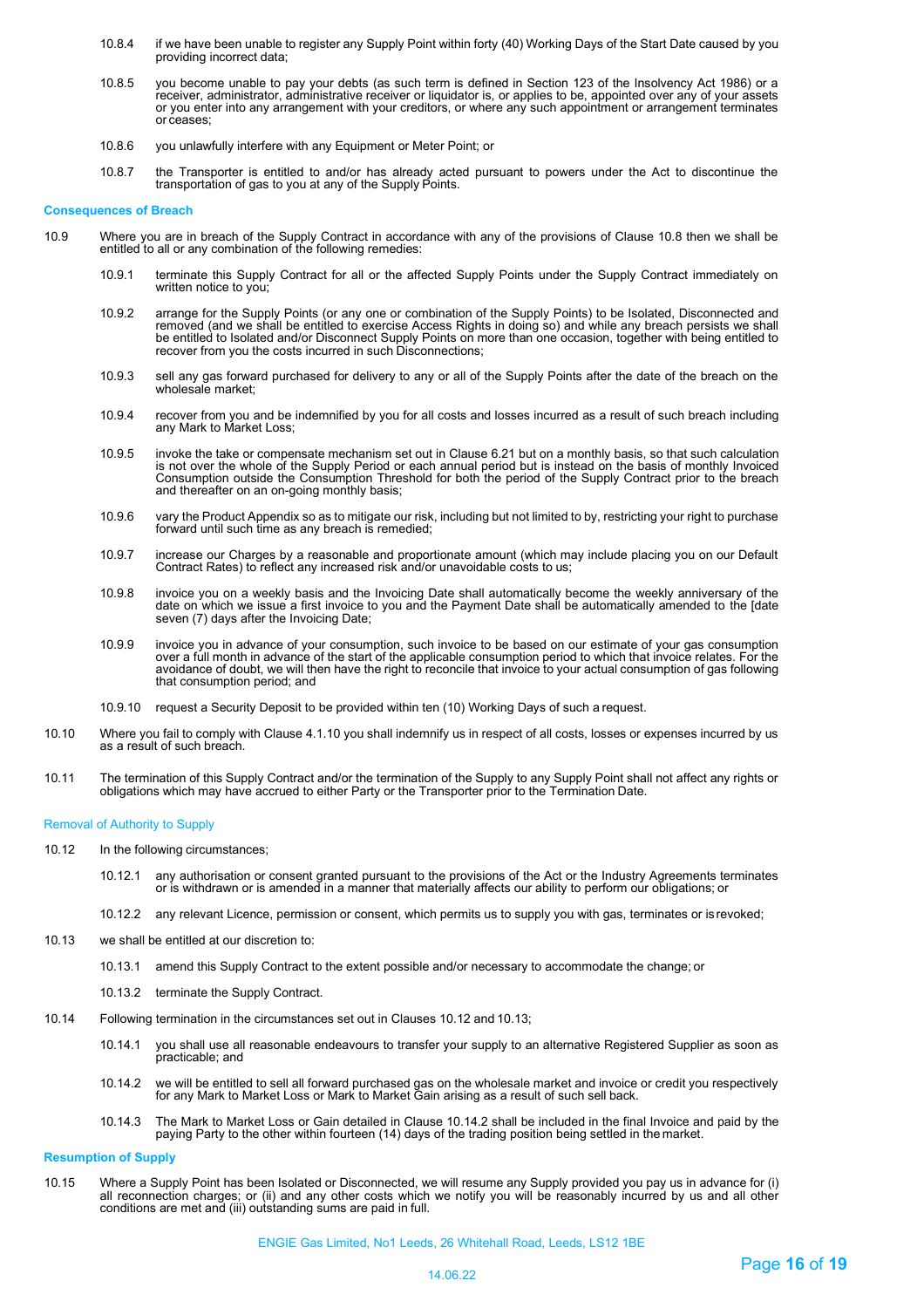10.8.4 if we have been unable to register any Supply Point within forty (40) Working Days of the Start Date caused by you providing incorrect data;

10.8.5 you become unable to pay your debts (as such term is defined in Section 123 of the Insolvency Act 1986) or a receiver, administrator, administrative receiver or liquidator is, or applies to be, appointed over any of your assets or you enter into any arrangement with your creditors, or where any such appointment or arrangement terminates or ceases;

10.8.6 you unlawfully interfere with any Equipment or Meter Point; or

10.8.7 the Transporter is entitled to and/or has already acted pursuant to powers under the Act to discontinue the transportation of gas to you at any of the Supply Points.

**Consequences of Breach**

10.9 Where you are in breach of the Supply Contract in accordance with any of the provisions of Clause 10.8 then we shall be entitled to all or any combination of the following remedies:

10.9.1 terminate this Supply Contract for all or the affected Supply Points under the Supply Contract immediately on written notice to you;

10.9.2 arrange for the Supply Points (or any one or combination of the Supply Points) to be Isolated, Disconnected and removed (and we shall be entitled to exercise Access Rights in doing so) and while any breach persists we shall be entitled to Isolated and/or Disconnect Supply Points on more than one occasion, together with being entitled to recover from you the costs incurred in such Disconnections;

10.9.3 sell any gas forward purchased for delivery to any or all of the Supply Points after the date of the breach on the wholesale market;

10.9.4 recover from you and be indemnified by you for all costs and losses incurred as a result of such breach including any Mark to Market Loss;

10.9.5 invoke the take or compensate mechanism set out in Clause 6.21 but on a monthly basis, so that such calculation is not over the whole of the Supply Period or each annual period but is instead on the basis of monthly Invoiced Consumption outside the Consumption Threshold for both the period of the Supply Contract prior to the breach and thereafter on an on-going monthly basis;

10.9.6 vary the Product Appendix so as to mitigate our risk, including but not limited to by, restricting your right to purchase forward until such time as any breach is remedied;

10.9.7 increase our Charges by a reasonable and proportionate amount (which may include placing you on our Default Contract Rates) to reflect any increased risk and/or unavoidable costs to us;

10.9.8 invoice you on a weekly basis and the Invoicing Date shall automatically become the weekly anniversary of the date on which we issue a first invoice to you and the Payment Date shall be automatically amended to the [date seven (7) days after the Invoicing Date;

10.9.9 invoice you in advance of your consumption, such invoice to be based on our estimate of your gas consumption over a full month in advance of the start of the applicable consumption period to which that invoice relates. For the avoidance of doubt, we will then have the right to reconcile that invoice to your actual consumption of gas following that consumption period; and

10.9.10 request a Security Deposit to be provided within ten (10) Working Days of such a request.

10.10 Where you fail to comply with Clause 4.1.10 you shall indemnify us in respect of all costs, losses or expenses incurred by us as a result of such breach.

10.11 The termination of this Supply Contract and/or the termination of the Supply to any Supply Point shall not affect any rights or obligations which may have accrued to either Party or the Transporter prior to the Termination Date.

Removal of Authority to Supply

10.12 In the following circumstances;

10.12.1 any authorisation or consent granted pursuant to the provisions of the Act or the Industry Agreements terminates or is withdrawn or is amended in a manner that materially affects our ability to perform our obligations; or

10.12.2 any relevant Licence, permission or consent, which permits us to supply you with gas, terminates or is revoked;

10.13 we shall be entitled at our discretion to:

10.13.1 amend this Supply Contract to the extent possible and/or necessary to accommodate the change; or

10.13.2 terminate the Supply Contract.

10.14 Following termination in the circumstances set out in Clauses 10.12 and 10.13;

10.14.1 you shall use all reasonable endeavours to transfer your supply to an alternative Registered Supplier as soon as practicable; and

10.14.2 we will be entitled to sell all forward purchased gas on the wholesale market and invoice or credit you respectively for any Mark to Market Loss or Mark to Market Gain arising as a result of such sell back.

10.14.3 The Mark to Market Loss or Gain detailed in Clause 10.14.2 shall be included in the final Invoice and paid by the paying Party to the other within fourteen (14) days of the trading position being settled in the market.

**Resumption of Supply**

10.15 Where a Supply Point has been Isolated or Disconnected, we will resume any Supply provided you pay us in advance for (i) all reconnection charges; or (ii) and any other costs which we notify you will be reasonably incurred by us and all other conditions are met and (iii) outstanding sums are paid in full.

ENGIE Gas Limited, No1 Leeds, 26 Whitehall Road, Leeds, LS12 1BE

14.06.22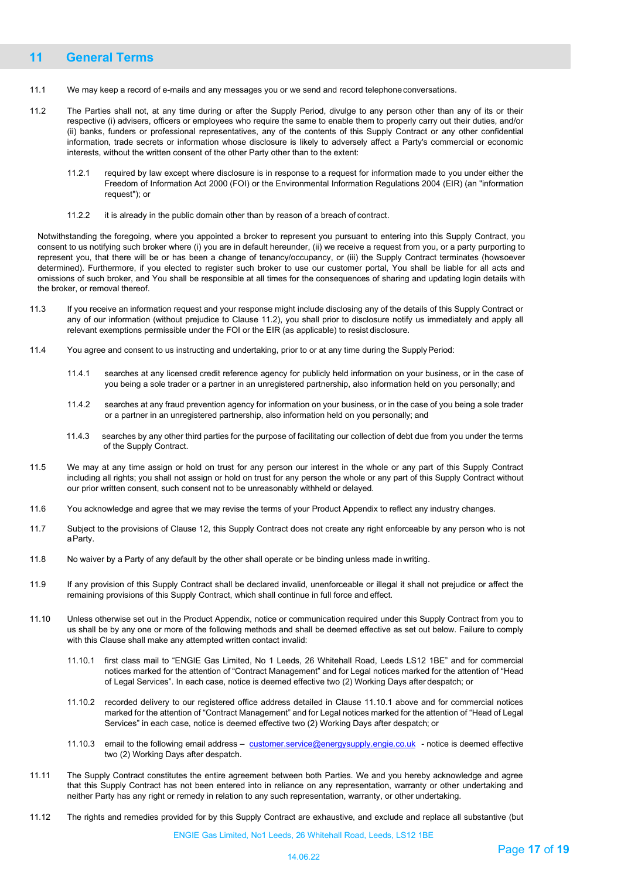## 11 General Terms

11.1 We may keep a record of e-mails and any messages you or we send and record telephone conversations.

11.2 The Parties shall not, at any time during or after the Supply Period, divulge to any person other than any of its or their respective (i) advisers, officers or employees who require the same to enable them to properly carry out their duties, and/or (ii) banks, funders or professional representatives, any of the contents of this Supply Contract or any other confidential information, trade secrets or information whose disclosure is likely to adversely affect a Party's commercial or economic interests, without the written consent of the other Party other than to the extent:

11.2.1 required by law except where disclosure is in response to a request for information made to you under either the Freedom of Information Act 2000 (FOI) or the Environmental Information Regulations 2004 (EIR) (an "information request"); or

11.2.2 it is already in the public domain other than by reason of a breach of contract.

Notwithstanding the foregoing, where you appointed a broker to represent you pursuant to entering into this Supply Contract, you consent to us notifying such broker where (i) you are in default hereunder, (ii) we receive a request from you, or a party purporting to represent you, that there will be or has been a change of tenancy/occupancy, or (iii) the Supply Contract terminates (howsoever determined). Furthermore, if you elected to register such broker to use our customer portal, You shall be liable for all acts and omissions of such broker, and You shall be responsible at all times for the consequences of sharing and updating login details with the broker, or removal thereof.

11.3 If you receive an information request and your response might include disclosing any of the details of this Supply Contract or any of our information (without prejudice to Clause 11.2), you shall prior to disclosure notify us immediately and apply all relevant exemptions permissible under the FOI or the EIR (as applicable) to resist disclosure.

11.4 You agree and consent to us instructing and undertaking, prior to or at any time during the Supply Period:

11.4.1 searches at any licensed credit reference agency for publicly held information on your business, or in the case of you being a sole trader or a partner in an unregistered partnership, also information held on you personally; and

11.4.2 searches at any fraud prevention agency for information on your business, or in the case of you being a sole trader or a partner in an unregistered partnership, also information held on you personally; and

11.4.3 searches by any other third parties for the purpose of facilitating our collection of debt due from you under the terms of the Supply Contract.

11.5 We may at any time assign or hold on trust for any person our interest in the whole or any part of this Supply Contract including all rights; you shall not assign or hold on trust for any person the whole or any part of this Supply Contract without our prior written consent, such consent not to be unreasonably withheld or delayed.

11.6 You acknowledge and agree that we may revise the terms of your Product Appendix to reflect any industry changes.

11.7 Subject to the provisions of Clause 12, this Supply Contract does not create any right enforceable by any person who is not a Party.

11.8 No waiver by a Party of any default by the other shall operate or be binding unless made in writing.

11.9 If any provision of this Supply Contract shall be declared invalid, unenforceable or illegal it shall not prejudice or affect the remaining provisions of this Supply Contract, which shall continue in full force and effect.

11.10 Unless otherwise set out in the Product Appendix, notice or communication required under this Supply Contract from you to us shall be by any one or more of the following methods and shall be deemed effective as set out below. Failure to comply with this Clause shall make any attempted written contact invalid:

11.10.1 first class mail to "ENGIE Gas Limited, No 1 Leeds, 26 Whitehall Road, Leeds LS12 1BE" and for commercial notices marked for the attention of "Contract Management" and for Legal notices marked for the attention of "Head of Legal Services". In each case, notice is deemed effective two (2) Working Days after despatch; or

11.10.2 recorded delivery to our registered office address detailed in Clause 11.10.1 above and for commercial notices marked for the attention of "Contract Management" and for Legal notices marked for the attention of "Head of Legal Services" in each case, notice is deemed effective two (2) Working Days after despatch; or

11.10.3 email to the following email address – customer.service@energysupply.engie.co.uk - notice is deemed effective two (2) Working Days after despatch.

11.11 The Supply Contract constitutes the entire agreement between both Parties. We and you hereby acknowledge and agree that this Supply Contract has not been entered into in reliance on any representation, warranty or other undertaking and neither Party has any right or remedy in relation to any such representation, warranty, or other undertaking.

11.12 The rights and remedies provided for by this Supply Contract are exhaustive, and exclude and replace all substantive (but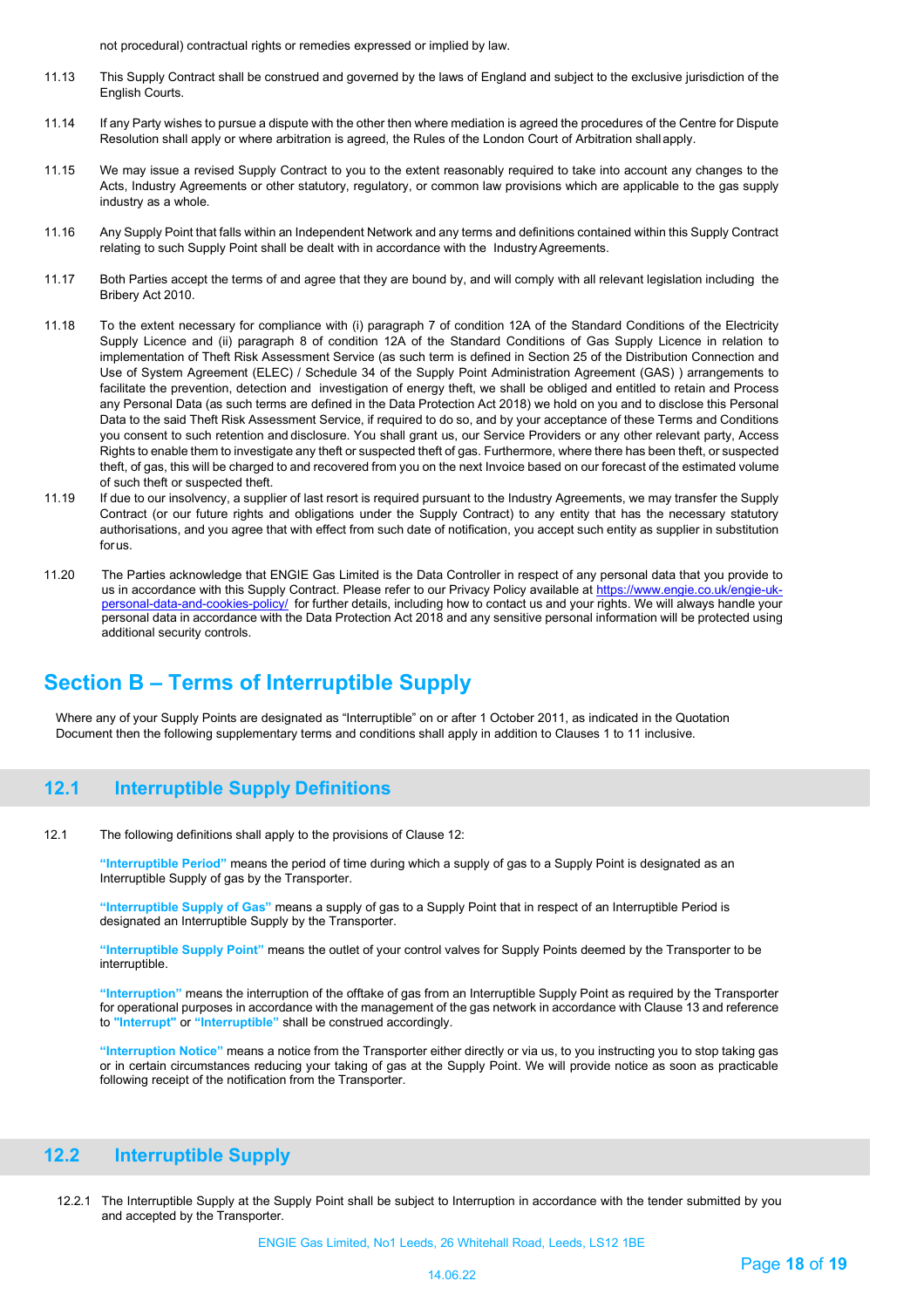not procedural) contractual rights or remedies expressed or implied by law.

11.13 This Supply Contract shall be construed and governed by the laws of England and subject to the exclusive jurisdiction of the English Courts.

11.14 If any Party wishes to pursue a dispute with the other then where mediation is agreed the procedures of the Centre for Dispute Resolution shall apply or where arbitration is agreed, the Rules of the London Court of Arbitration shall apply.

11.15 We may issue a revised Supply Contract to you to the extent reasonably required to take into account any changes to the Acts, Industry Agreements or other statutory, regulatory, or common law provisions which are applicable to the gas supply industry as a whole.

11.16 Any Supply Point that falls within an Independent Network and any terms and definitions contained within this Supply Contract relating to such Supply Point shall be dealt with in accordance with the Industry Agreements.

11.17 Both Parties accept the terms of and agree that they are bound by, and will comply with all relevant legislation including the Bribery Act 2010.

11.18 To the extent necessary for compliance with (i) paragraph 7 of condition 12A of the Standard Conditions of the Electricity Supply Licence and (ii) paragraph 8 of condition 12A of the Standard Conditions of Gas Supply Licence in relation to implementation of Theft Risk Assessment Service (as such term is defined in Section 25 of the Distribution Connection and Use of System Agreement (ELEC) / Schedule 34 of the Supply Point Administration Agreement (GAS) ) arrangements to facilitate the prevention, detection and investigation of energy theft, we shall be obliged and entitled to retain and Process any Personal Data (as such terms are defined in the Data Protection Act 2018) we hold on you and to disclose this Personal Data to the said Theft Risk Assessment Service, if required to do so, and by your acceptance of these Terms and Conditions you consent to such retention and disclosure. You shall grant us, our Service Providers or any other relevant party, Access Rights to enable them to investigate any theft or suspected theft of gas. Furthermore, where there has been theft, or suspected theft, of gas, this will be charged to and recovered from you on the next Invoice based on our forecast of the estimated volume of such theft or suspected theft.

11.19 If due to our insolvency, a supplier of last resort is required pursuant to the Industry Agreements, we may transfer the Supply Contract (or our future rights and obligations under the Supply Contract) to any entity that has the necessary statutory authorisations, and you agree that with effect from such date of notification, you accept such entity as supplier in substitution for us.

11.20 The Parties acknowledge that ENGIE Gas Limited is the Data Controller in respect of any personal data that you provide to us in accordance with this Supply Contract. Please refer to our Privacy Policy available at https://www.engie.co.uk/engie-uk-personal-data-and-cookies-policy/ for further details, including how to contact us and your rights. We will always handle your personal data in accordance with the Data Protection Act 2018 and any sensitive personal information will be protected using additional security controls.

# Section B – Terms of Interruptible Supply

Where any of your Supply Points are designated as "Interruptible" on or after 1 October 2011, as indicated in the Quotation Document then the following supplementary terms and conditions shall apply in addition to Clauses 1 to 11 inclusive.

## 12.1 Interruptible Supply Definitions

12.1 The following definitions shall apply to the provisions of Clause 12:

**"Interruptible Period"** means the period of time during which a supply of gas to a Supply Point is designated as an Interruptible Supply of gas by the Transporter.

**"Interruptible Supply of Gas"** means a supply of gas to a Supply Point that in respect of an Interruptible Period is designated an Interruptible Supply by the Transporter.

**"Interruptible Supply Point"** means the outlet of your control valves for Supply Points deemed by the Transporter to be interruptible.

**"Interruption"** means the interruption of the offtake of gas from an Interruptible Supply Point as required by the Transporter for operational purposes in accordance with the management of the gas network in accordance with Clause 13 and reference to **"Interrupt"** or **"Interruptible"** shall be construed accordingly.

**"Interruption Notice"** means a notice from the Transporter either directly or via us, to you instructing you to stop taking gas or in certain circumstances reducing your taking of gas at the Supply Point. We will provide notice as soon as practicable following receipt of the notification from the Transporter.

## 12.2 Interruptible Supply

12.2.1 The Interruptible Supply at the Supply Point shall be subject to Interruption in accordance with the tender submitted by you and accepted by the Transporter.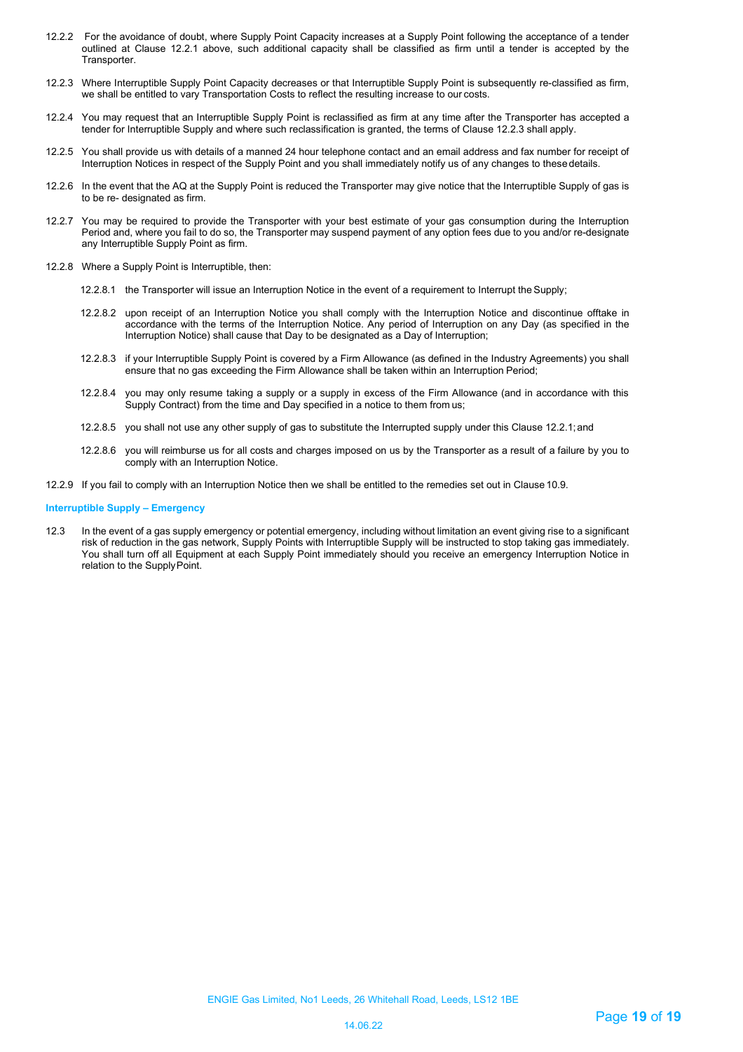12.2.2 For the avoidance of doubt, where Supply Point Capacity increases at a Supply Point following the acceptance of a tender outlined at Clause 12.2.1 above, such additional capacity shall be classified as firm until a tender is accepted by the Transporter.

12.2.3 Where Interruptible Supply Point Capacity decreases or that Interruptible Supply Point is subsequently re-classified as firm, we shall be entitled to vary Transportation Costs to reflect the resulting increase to our costs.

12.2.4 You may request that an Interruptible Supply Point is reclassified as firm at any time after the Transporter has accepted a tender for Interruptible Supply and where such reclassification is granted, the terms of Clause 12.2.3 shall apply.

12.2.5 You shall provide us with details of a manned 24 hour telephone contact and an email address and fax number for receipt of Interruption Notices in respect of the Supply Point and you shall immediately notify us of any changes to these details.

12.2.6 In the event that the AQ at the Supply Point is reduced the Transporter may give notice that the Interruptible Supply of gas is to be re- designated as firm.

12.2.7 You may be required to provide the Transporter with your best estimate of your gas consumption during the Interruption Period and, where you fail to do so, the Transporter may suspend payment of any option fees due to you and/or re-designate any Interruptible Supply Point as firm.

12.2.8 Where a Supply Point is Interruptible, then:

12.2.8.1 the Transporter will issue an Interruption Notice in the event of a requirement to Interrupt the Supply;

12.2.8.2 upon receipt of an Interruption Notice you shall comply with the Interruption Notice and discontinue offtake in accordance with the terms of the Interruption Notice. Any period of Interruption on any Day (as specified in the Interruption Notice) shall cause that Day to be designated as a Day of Interruption;

12.2.8.3 if your Interruptible Supply Point is covered by a Firm Allowance (as defined in the Industry Agreements) you shall ensure that no gas exceeding the Firm Allowance shall be taken within an Interruption Period;

12.2.8.4 you may only resume taking a supply or a supply in excess of the Firm Allowance (and in accordance with this Supply Contract) from the time and Day specified in a notice to them from us;

12.2.8.5 you shall not use any other supply of gas to substitute the Interrupted supply under this Clause 12.2.1; and

12.2.8.6 you will reimburse us for all costs and charges imposed on us by the Transporter as a result of a failure by you to comply with an Interruption Notice.

12.2.9 If you fail to comply with an Interruption Notice then we shall be entitled to the remedies set out in Clause 10.9.

**Interruptible Supply – Emergency**

12.3 In the event of a gas supply emergency or potential emergency, including without limitation an event giving rise to a significant risk of reduction in the gas network, Supply Points with Interruptible Supply will be instructed to stop taking gas immediately. You shall turn off all Equipment at each Supply Point immediately should you receive an emergency Interruption Notice in relation to the Supply Point.